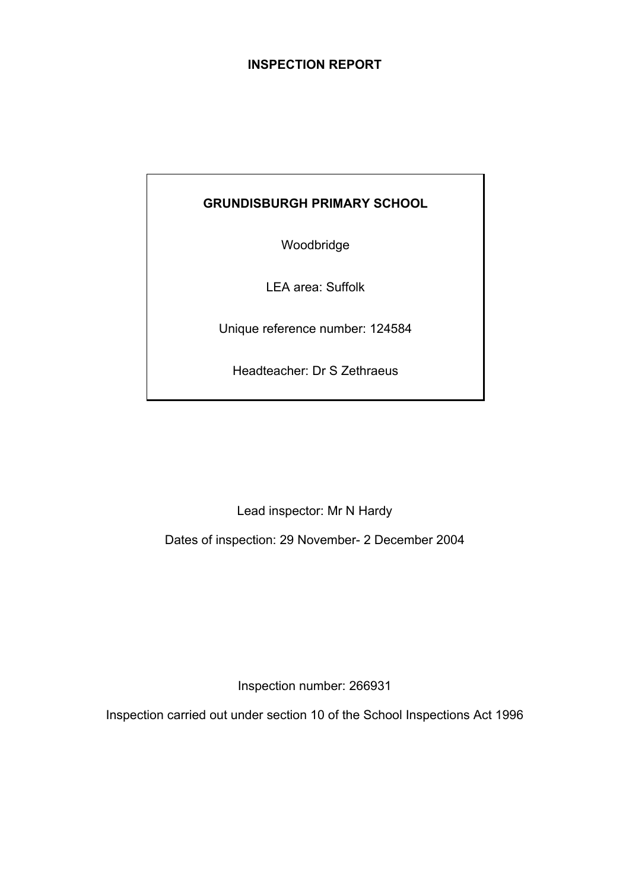# INSPECTION REPORT

**GRUNDISBURGH PRIMARY SCHOOL**

Woodbridge

LEA area: Suffolk

Unique reference number: 124584

Headteacher: Dr S Zethraeus

Lead inspector: Mr N Hardy

Dates of inspection: 29 November- 2 December 2004

Inspection number: 266931

Inspection carried out under section 10 of the School Inspections Act 1996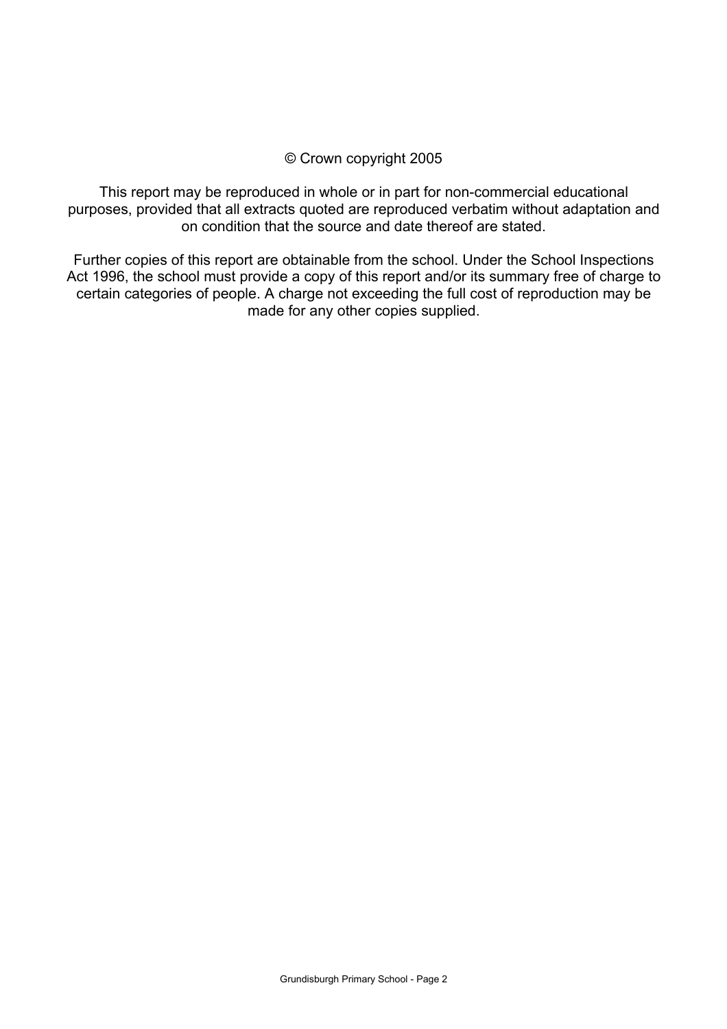© Crown copyright 2005

This report may be reproduced in whole or in part for non-commercial educational purposes, provided that all extracts quoted are reproduced verbatim without adaptation and on condition that the source and date thereof are stated.

Further copies of this report are obtainable from the school. Under the School Inspections Act 1996, the school must provide a copy of this report and/or its summary free of charge to certain categories of people. A charge not exceeding the full cost of reproduction may be made for any other copies supplied.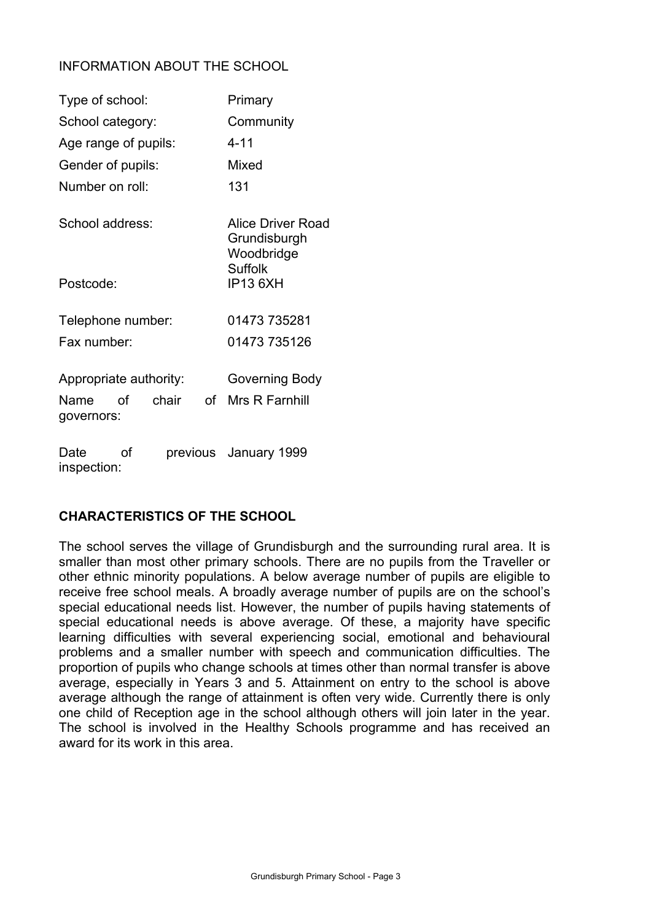## INFORMATION ABOUT THE SCHOOL

| | |
|---|---|
| Type of school: | Primary |
| School category: | Community |
| Age range of pupils: | 4-11 |
| Gender of pupils: | Mixed |
| Number on roll: | 131 |
| School address: | Alice Driver Road<br>Grundisburgh<br>Woodbridge<br>Suffolk |
| Postcode: | IP13 6XH |
| Telephone number: | 01473 735281 |
| Fax number: | 01473 735126 |
| Appropriate authority: | Governing Body |
| Name of chair of governors: | Mrs R Farnhill |
| Date of previous inspection: | January 1999 |

## CHARACTERISTICS OF THE SCHOOL

The school serves the village of Grundisburgh and the surrounding rural area. It is smaller than most other primary schools. There are no pupils from the Traveller or other ethnic minority populations. A below average number of pupils are eligible to receive free school meals. A broadly average number of pupils are on the school's special educational needs list. However, the number of pupils having statements of special educational needs is above average. Of these, a majority have specific learning difficulties with several experiencing social, emotional and behavioural problems and a smaller number with speech and communication difficulties. The proportion of pupils who change schools at times other than normal transfer is above average, especially in Years 3 and 5. Attainment on entry to the school is above average although the range of attainment is often very wide. Currently there is only one child of Reception age in the school although others will join later in the year. The school is involved in the Healthy Schools programme and has received an award for its work in this area.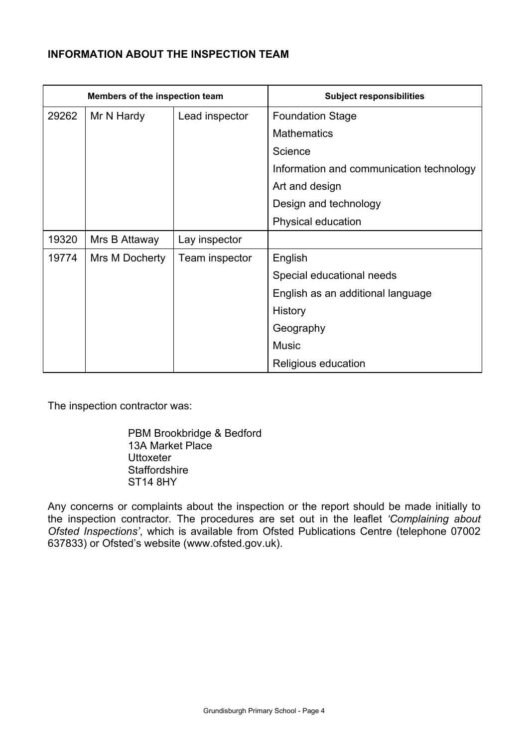**INFORMATION ABOUT THE INSPECTION TEAM**

| Members of the inspection team | | | Subject responsibilities |
|---|---|---|---|
| 29262 | Mr N Hardy | Lead inspector | Foundation Stage |
| | | | Mathematics |
| | | | Science |
| | | | Information and communication technology |
| | | | Art and design |
| | | | Design and technology |
| | | | Physical education |
| 19320 | Mrs B Attaway | Lay inspector | |
| 19774 | Mrs M Docherty | Team inspector | English |
| | | | Special educational needs |
| | | | English as an additional language |
| | | | History |
| | | | Geography |
| | | | Music |
| | | | Religious education |

The inspection contractor was:

PBM Brookbridge & Bedford
13A Market Place
Uttoxeter
Staffordshire
ST14 8HY

Any concerns or complaints about the inspection or the report should be made initially to the inspection contractor. The procedures are set out in the leaflet *'Complaining about Ofsted Inspections'*, which is available from Ofsted Publications Centre (telephone 07002 637833) or Ofsted's website (www.ofsted.gov.uk).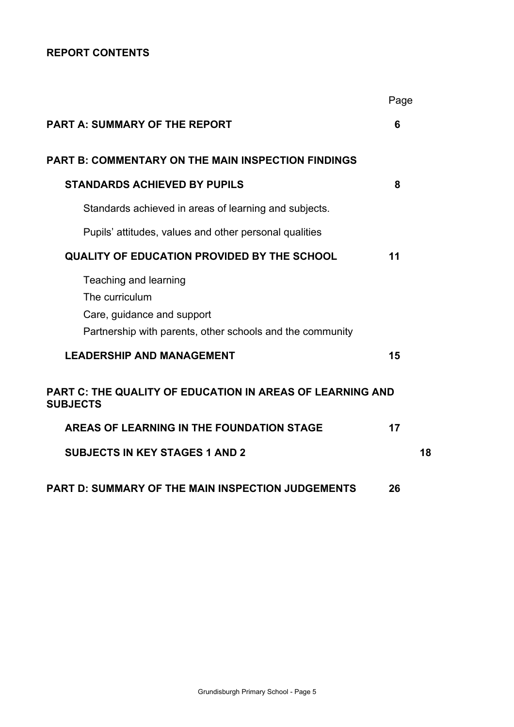**REPORT CONTENTS**

| | Page |
|---|---|
| **PART A: SUMMARY OF THE REPORT** | **6** |
| **PART B: COMMENTARY ON THE MAIN INSPECTION FINDINGS** | |
| **STANDARDS ACHIEVED BY PUPILS** | **8** |
| Standards achieved in areas of learning and subjects. | |
| Pupils' attitudes, values and other personal qualities | |
| **QUALITY OF EDUCATION PROVIDED BY THE SCHOOL** | **11** |
| Teaching and learning | |
| The curriculum | |
| Care, guidance and support | |
| Partnership with parents, other schools and the community | |
| **LEADERSHIP AND MANAGEMENT** | **15** |
| **PART C: THE QUALITY OF EDUCATION IN AREAS OF LEARNING AND SUBJECTS** | |
| **AREAS OF LEARNING IN THE FOUNDATION STAGE** | **17** |
| **SUBJECTS IN KEY STAGES 1 AND 2** | **18** |
| **PART D: SUMMARY OF THE MAIN INSPECTION JUDGEMENTS** | **26** |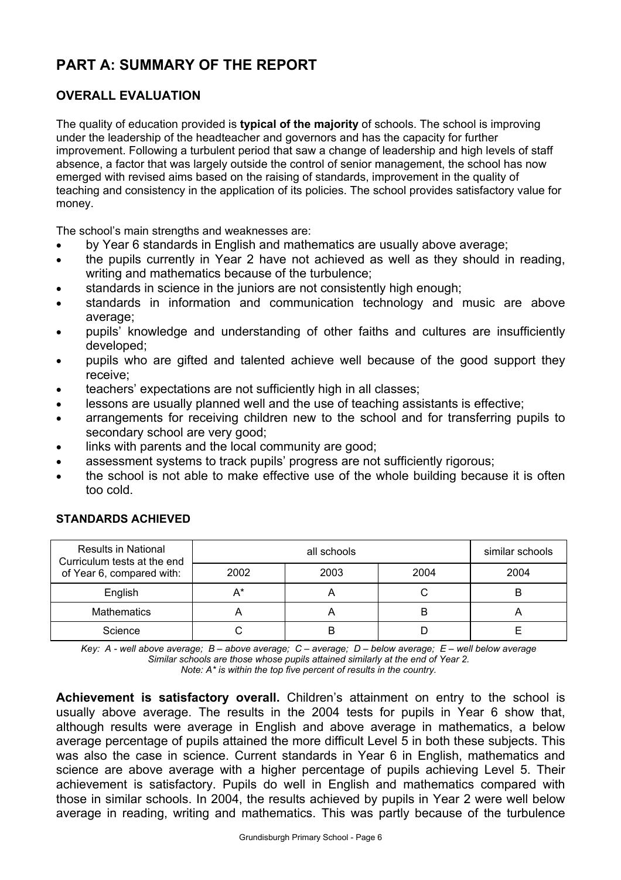## PART A: SUMMARY OF THE REPORT

### OVERALL EVALUATION

The quality of education provided is **typical of the majority** of schools. The school is improving under the leadership of the headteacher and governors and has the capacity for further improvement. Following a turbulent period that saw a change of leadership and high levels of staff absence, a factor that was largely outside the control of senior management, the school has now emerged with revised aims based on the raising of standards, improvement in the quality of teaching and consistency in the application of its policies. The school provides satisfactory value for money.

The school's main strengths and weaknesses are:

- by Year 6 standards in English and mathematics are usually above average;
- the pupils currently in Year 2 have not achieved as well as they should in reading, writing and mathematics because of the turbulence;
- standards in science in the juniors are not consistently high enough;
- standards in information and communication technology and music are above average;
- pupils' knowledge and understanding of other faiths and cultures are insufficiently developed;
- pupils who are gifted and talented achieve well because of the good support they receive;
- teachers' expectations are not sufficiently high in all classes;
- lessons are usually planned well and the use of teaching assistants is effective;
- arrangements for receiving children new to the school and for transferring pupils to secondary school are very good;
- links with parents and the local community are good;
- assessment systems to track pupils' progress are not sufficiently rigorous;
- the school is not able to make effective use of the whole building because it is often too cold.

### STANDARDS ACHIEVED

| Results in National Curriculum tests at the end of Year 6, compared with: | all schools | | | similar schools |
|---|---|---|---|---|
| | 2002 | 2003 | 2004 | 2004 |
| English | A* | A | C | B |
| Mathematics | A | A | B | A |
| Science | C | B | D | E |

*Key: A - well above average; B – above average; C – average; D – below average; E – well below average*
*Similar schools are those whose pupils attained similarly at the end of Year 2.*
*Note: A* is within the top five percent of results in the country.*

**Achievement is satisfactory overall.** Children's attainment on entry to the school is usually above average. The results in the 2004 tests for pupils in Year 6 show that, although results were average in English and above average in mathematics, a below average percentage of pupils attained the more difficult Level 5 in both these subjects. This was also the case in science. Current standards in Year 6 in English, mathematics and science are above average with a higher percentage of pupils achieving Level 5. Their achievement is satisfactory. Pupils do well in English and mathematics compared with those in similar schools. In 2004, the results achieved by pupils in Year 2 were well below average in reading, writing and mathematics. This was partly because of the turbulence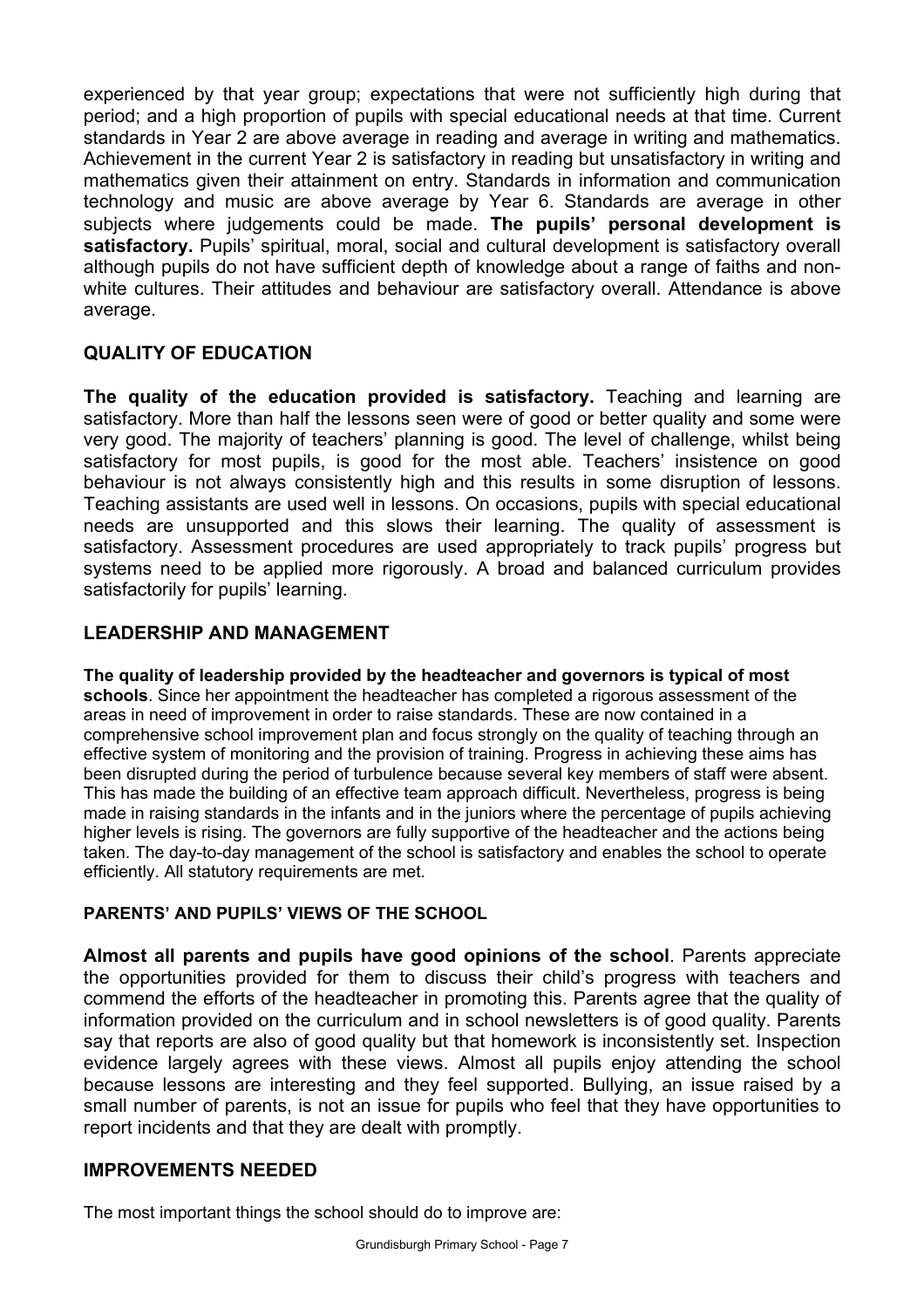experienced by that year group; expectations that were not sufficiently high during that period; and a high proportion of pupils with special educational needs at that time. Current standards in Year 2 are above average in reading and average in writing and mathematics. Achievement in the current Year 2 is satisfactory in reading but unsatisfactory in writing and mathematics given their attainment on entry. Standards in information and communication technology and music are above average by Year 6. Standards are average in other subjects where judgements could be made. **The pupils' personal development is satisfactory.** Pupils' spiritual, moral, social and cultural development is satisfactory overall although pupils do not have sufficient depth of knowledge about a range of faiths and non-white cultures. Their attitudes and behaviour are satisfactory overall. Attendance is above average.

## QUALITY OF EDUCATION

**The quality of the education provided is satisfactory.** Teaching and learning are satisfactory. More than half the lessons seen were of good or better quality and some were very good. The majority of teachers' planning is good. The level of challenge, whilst being satisfactory for most pupils, is good for the most able. Teachers' insistence on good behaviour is not always consistently high and this results in some disruption of lessons. Teaching assistants are used well in lessons. On occasions, pupils with special educational needs are unsupported and this slows their learning. The quality of assessment is satisfactory. Assessment procedures are used appropriately to track pupils' progress but systems need to be applied more rigorously. A broad and balanced curriculum provides satisfactorily for pupils' learning.

## LEADERSHIP AND MANAGEMENT

**The quality of leadership provided by the headteacher and governors is typical of most schools**. Since her appointment the headteacher has completed a rigorous assessment of the areas in need of improvement in order to raise standards. These are now contained in a comprehensive school improvement plan and focus strongly on the quality of teaching through an effective system of monitoring and the provision of training. Progress in achieving these aims has been disrupted during the period of turbulence because several key members of staff were absent. This has made the building of an effective team approach difficult. Nevertheless, progress is being made in raising standards in the infants and in the juniors where the percentage of pupils achieving higher levels is rising. The governors are fully supportive of the headteacher and the actions being taken. The day-to-day management of the school is satisfactory and enables the school to operate efficiently. All statutory requirements are met.

### PARENTS' AND PUPILS' VIEWS OF THE SCHOOL

**Almost all parents and pupils have good opinions of the school**. Parents appreciate the opportunities provided for them to discuss their child's progress with teachers and commend the efforts of the headteacher in promoting this. Parents agree that the quality of information provided on the curriculum and in school newsletters is of good quality. Parents say that reports are also of good quality but that homework is inconsistently set. Inspection evidence largely agrees with these views. Almost all pupils enjoy attending the school because lessons are interesting and they feel supported. Bullying, an issue raised by a small number of parents, is not an issue for pupils who feel that they have opportunities to report incidents and that they are dealt with promptly.

## IMPROVEMENTS NEEDED

The most important things the school should do to improve are: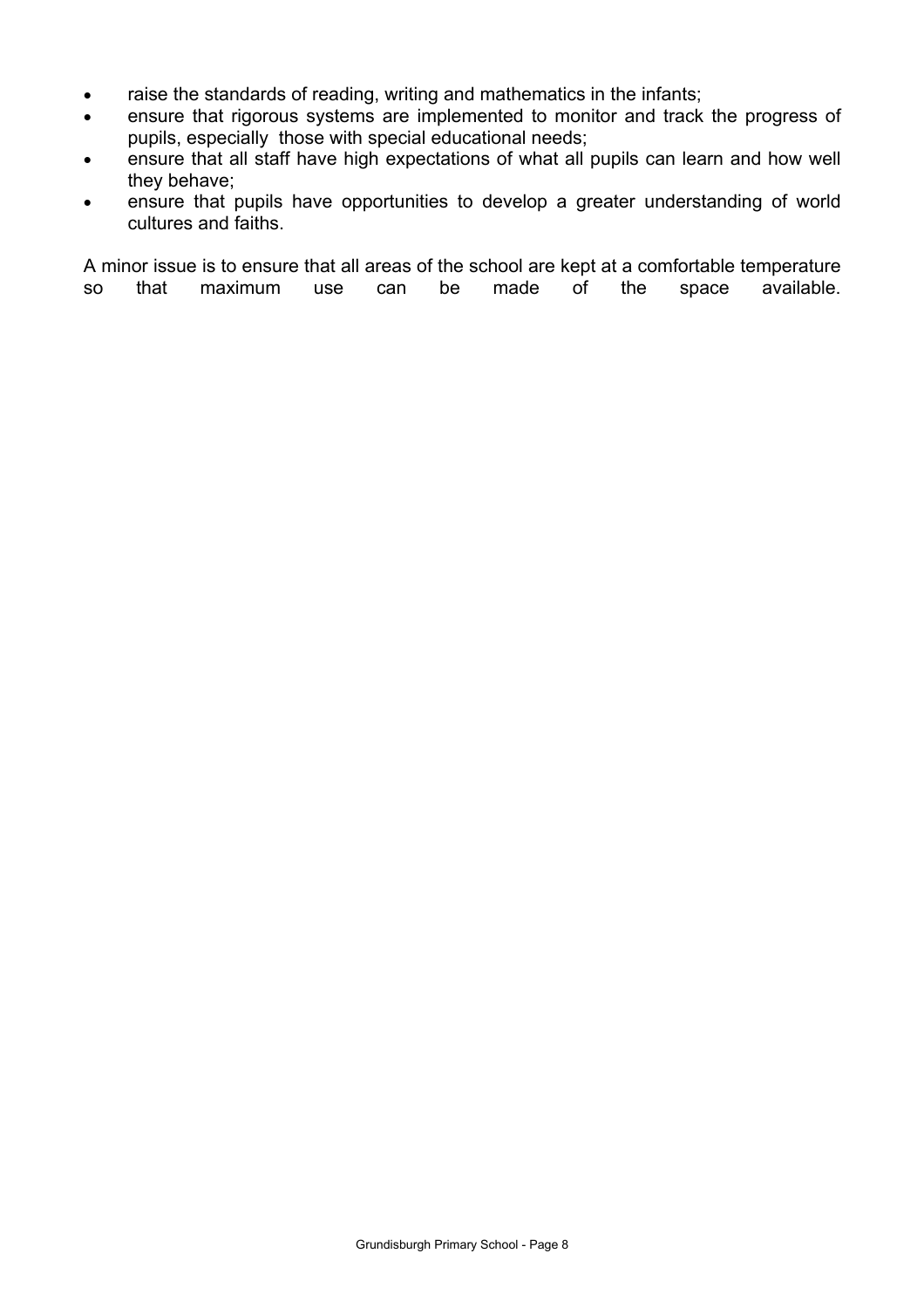- raise the standards of reading, writing and mathematics in the infants;
- ensure that rigorous systems are implemented to monitor and track the progress of pupils, especially those with special educational needs;
- ensure that all staff have high expectations of what all pupils can learn and how well they behave;
- ensure that pupils have opportunities to develop a greater understanding of world cultures and faiths.

A minor issue is to ensure that all areas of the school are kept at a comfortable temperature so that maximum use can be made of the space available.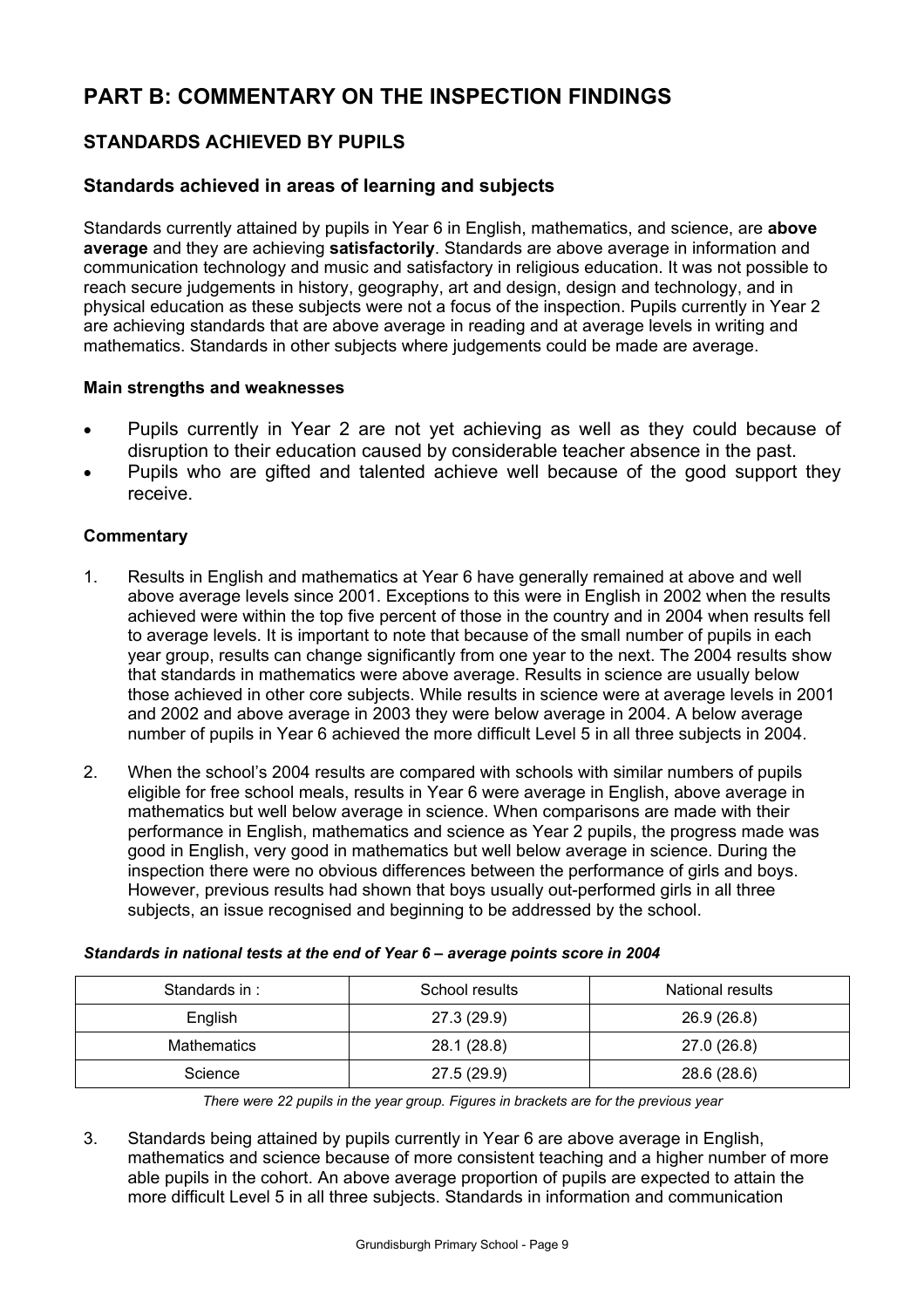# PART B: COMMENTARY ON THE INSPECTION FINDINGS

## STANDARDS ACHIEVED BY PUPILS

### Standards achieved in areas of learning and subjects

Standards currently attained by pupils in Year 6 in English, mathematics, and science, are **above average** and they are achieving **satisfactorily**. Standards are above average in information and communication technology and music and satisfactory in religious education. It was not possible to reach secure judgements in history, geography, art and design, design and technology, and in physical education as these subjects were not a focus of the inspection. Pupils currently in Year 2 are achieving standards that are above average in reading and at average levels in writing and mathematics. Standards in other subjects where judgements could be made are average.

**Main strengths and weaknesses**

- Pupils currently in Year 2 are not yet achieving as well as they could because of disruption to their education caused by considerable teacher absence in the past.
- Pupils who are gifted and talented achieve well because of the good support they receive.

**Commentary**

1. Results in English and mathematics at Year 6 have generally remained at above and well above average levels since 2001. Exceptions to this were in English in 2002 when the results achieved were within the top five percent of those in the country and in 2004 when results fell to average levels. It is important to note that because of the small number of pupils in each year group, results can change significantly from one year to the next. The 2004 results show that standards in mathematics were above average. Results in science are usually below those achieved in other core subjects. While results in science were at average levels in 2001 and 2002 and above average in 2003 they were below average in 2004. A below average number of pupils in Year 6 achieved the more difficult Level 5 in all three subjects in 2004.

2. When the school's 2004 results are compared with schools with similar numbers of pupils eligible for free school meals, results in Year 6 were average in English, above average in mathematics but well below average in science. When comparisons are made with their performance in English, mathematics and science as Year 2 pupils, the progress made was good in English, very good in mathematics but well below average in science. During the inspection there were no obvious differences between the performance of girls and boys. However, previous results had shown that boys usually out-performed girls in all three subjects, an issue recognised and beginning to be addressed by the school.

***Standards in national tests at the end of Year 6 – average points score in 2004***

| Standards in : | School results | National results |
|---|---|---|
| English | 27.3 (29.9) | 26.9 (26.8) |
| Mathematics | 28.1 (28.8) | 27.0 (26.8) |
| Science | 27.5 (29.9) | 28.6 (28.6) |

*There were 22 pupils in the year group. Figures in brackets are for the previous year*

3. Standards being attained by pupils currently in Year 6 are above average in English, mathematics and science because of more consistent teaching and a higher number of more able pupils in the cohort. An above average proportion of pupils are expected to attain the more difficult Level 5 in all three subjects. Standards in information and communication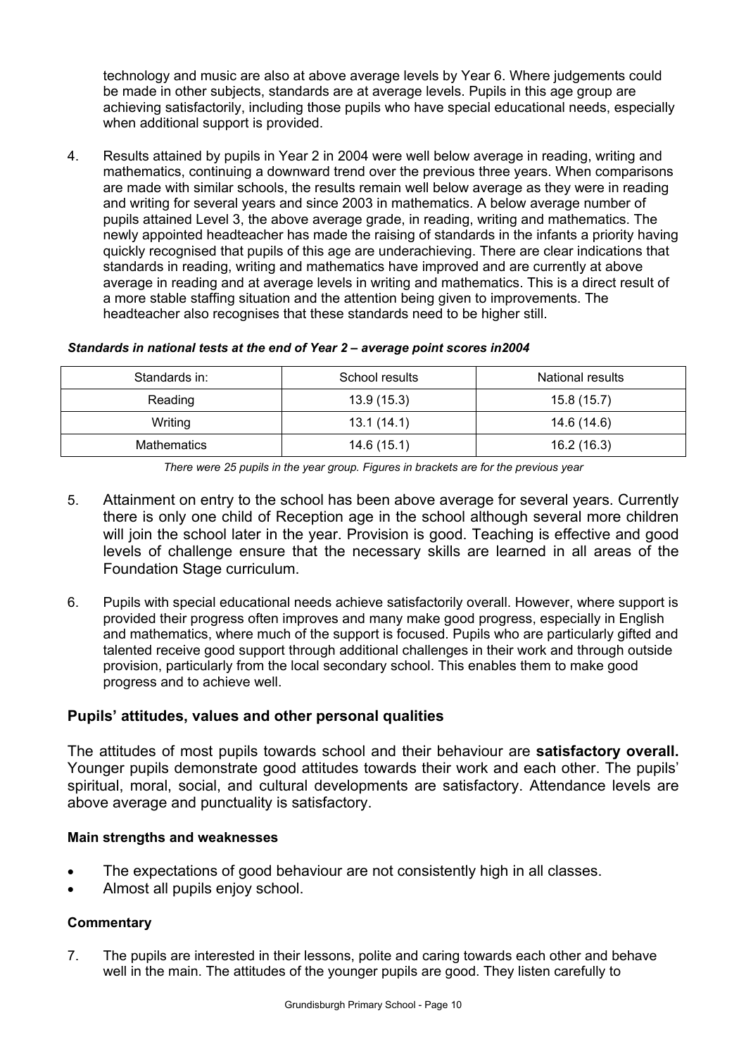technology and music are also at above average levels by Year 6. Where judgements could be made in other subjects, standards are at average levels. Pupils in this age group are achieving satisfactorily, including those pupils who have special educational needs, especially when additional support is provided.

4. Results attained by pupils in Year 2 in 2004 were well below average in reading, writing and mathematics, continuing a downward trend over the previous three years. When comparisons are made with similar schools, the results remain well below average as they were in reading and writing for several years and since 2003 in mathematics. A below average number of pupils attained Level 3, the above average grade, in reading, writing and mathematics. The newly appointed headteacher has made the raising of standards in the infants a priority having quickly recognised that pupils of this age are underachieving. There are clear indications that standards in reading, writing and mathematics have improved and are currently at above average in reading and at average levels in writing and mathematics. This is a direct result of a more stable staffing situation and the attention being given to improvements. The headteacher also recognises that these standards need to be higher still.

***Standards in national tests at the end of Year 2 – average point scores in2004***

| Standards in: | School results | National results |
|---|---|---|
| Reading | 13.9 (15.3) | 15.8 (15.7) |
| Writing | 13.1 (14.1) | 14.6 (14.6) |
| Mathematics | 14.6 (15.1) | 16.2 (16.3) |

*There were 25 pupils in the year group. Figures in brackets are for the previous year*

5. Attainment on entry to the school has been above average for several years. Currently there is only one child of Reception age in the school although several more children will join the school later in the year. Provision is good. Teaching is effective and good levels of challenge ensure that the necessary skills are learned in all areas of the Foundation Stage curriculum.

6. Pupils with special educational needs achieve satisfactorily overall. However, where support is provided their progress often improves and many make good progress, especially in English and mathematics, where much of the support is focused. Pupils who are particularly gifted and talented receive good support through additional challenges in their work and through outside provision, particularly from the local secondary school. This enables them to make good progress and to achieve well.

## Pupils' attitudes, values and other personal qualities

The attitudes of most pupils towards school and their behaviour are **satisfactory overall.** Younger pupils demonstrate good attitudes towards their work and each other. The pupils' spiritual, moral, social, and cultural developments are satisfactory. Attendance levels are above average and punctuality is satisfactory.

### Main strengths and weaknesses

- The expectations of good behaviour are not consistently high in all classes.
- Almost all pupils enjoy school.

### Commentary

7. The pupils are interested in their lessons, polite and caring towards each other and behave well in the main. The attitudes of the younger pupils are good. They listen carefully to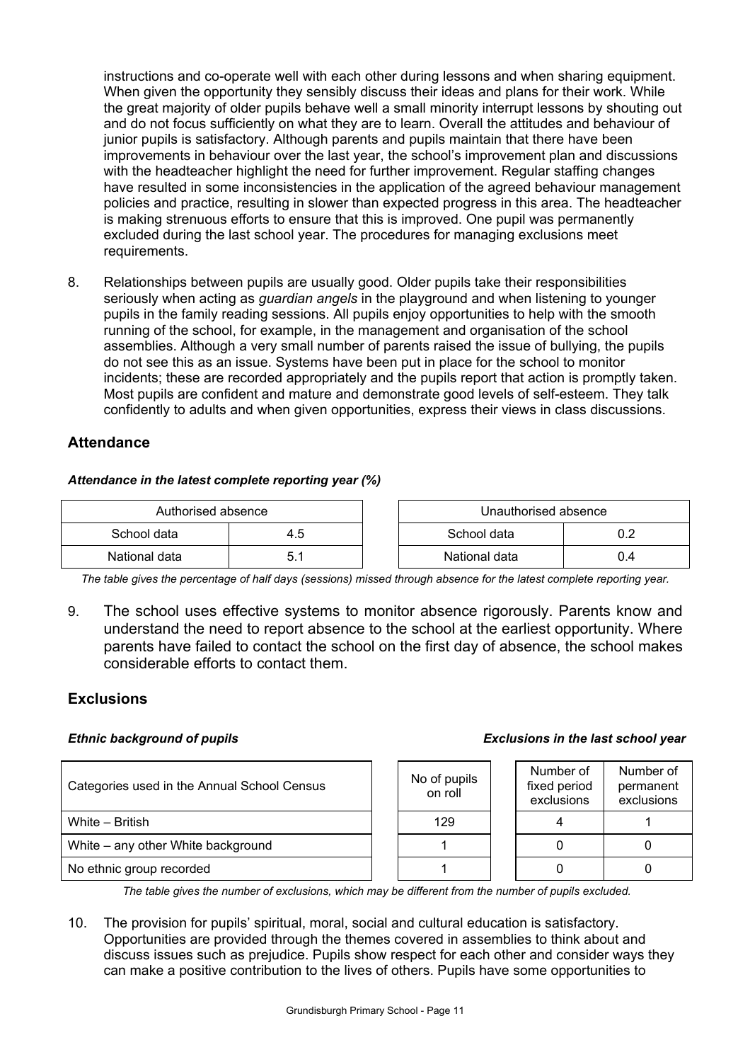instructions and co-operate well with each other during lessons and when sharing equipment. When given the opportunity they sensibly discuss their ideas and plans for their work. While the great majority of older pupils behave well a small minority interrupt lessons by shouting out and do not focus sufficiently on what they are to learn. Overall the attitudes and behaviour of junior pupils is satisfactory. Although parents and pupils maintain that there have been improvements in behaviour over the last year, the school's improvement plan and discussions with the headteacher highlight the need for further improvement. Regular staffing changes have resulted in some inconsistencies in the application of the agreed behaviour management policies and practice, resulting in slower than expected progress in this area. The headteacher is making strenuous efforts to ensure that this is improved. One pupil was permanently excluded during the last school year. The procedures for managing exclusions meet requirements.

8. Relationships between pupils are usually good. Older pupils take their responsibilities seriously when acting as *guardian angels* in the playground and when listening to younger pupils in the family reading sessions. All pupils enjoy opportunities to help with the smooth running of the school, for example, in the management and organisation of the school assemblies. Although a very small number of parents raised the issue of bullying, the pupils do not see this as an issue. Systems have been put in place for the school to monitor incidents; these are recorded appropriately and the pupils report that action is promptly taken. Most pupils are confident and mature and demonstrate good levels of self-esteem. They talk confidently to adults and when given opportunities, express their views in class discussions.

## Attendance

***Attendance in the latest complete reporting year (%)***

| Authorised absence | |
|---|---|
| School data | 4.5 |
| National data | 5.1 |

| Unauthorised absence | |
|---|---|
| School data | 0.2 |
| National data | 0.4 |

*The table gives the percentage of half days (sessions) missed through absence for the latest complete reporting year.*

9. The school uses effective systems to monitor absence rigorously. Parents know and understand the need to report absence to the school at the earliest opportunity. Where parents have failed to contact the school on the first day of absence, the school makes considerable efforts to contact them.

## Exclusions

***Ethnic background of pupils*** | ***Exclusions in the last school year***

| Categories used in the Annual School Census | No of pupils on roll | Number of fixed period exclusions | Number of permanent exclusions |
|---|---|---|---|
| White – British | 129 | 4 | 1 |
| White – any other White background | 1 | 0 | 0 |
| No ethnic group recorded | 1 | 0 | 0 |

*The table gives the number of exclusions, which may be different from the number of pupils excluded.*

10. The provision for pupils' spiritual, moral, social and cultural education is satisfactory. Opportunities are provided through the themes covered in assemblies to think about and discuss issues such as prejudice. Pupils show respect for each other and consider ways they can make a positive contribution to the lives of others. Pupils have some opportunities to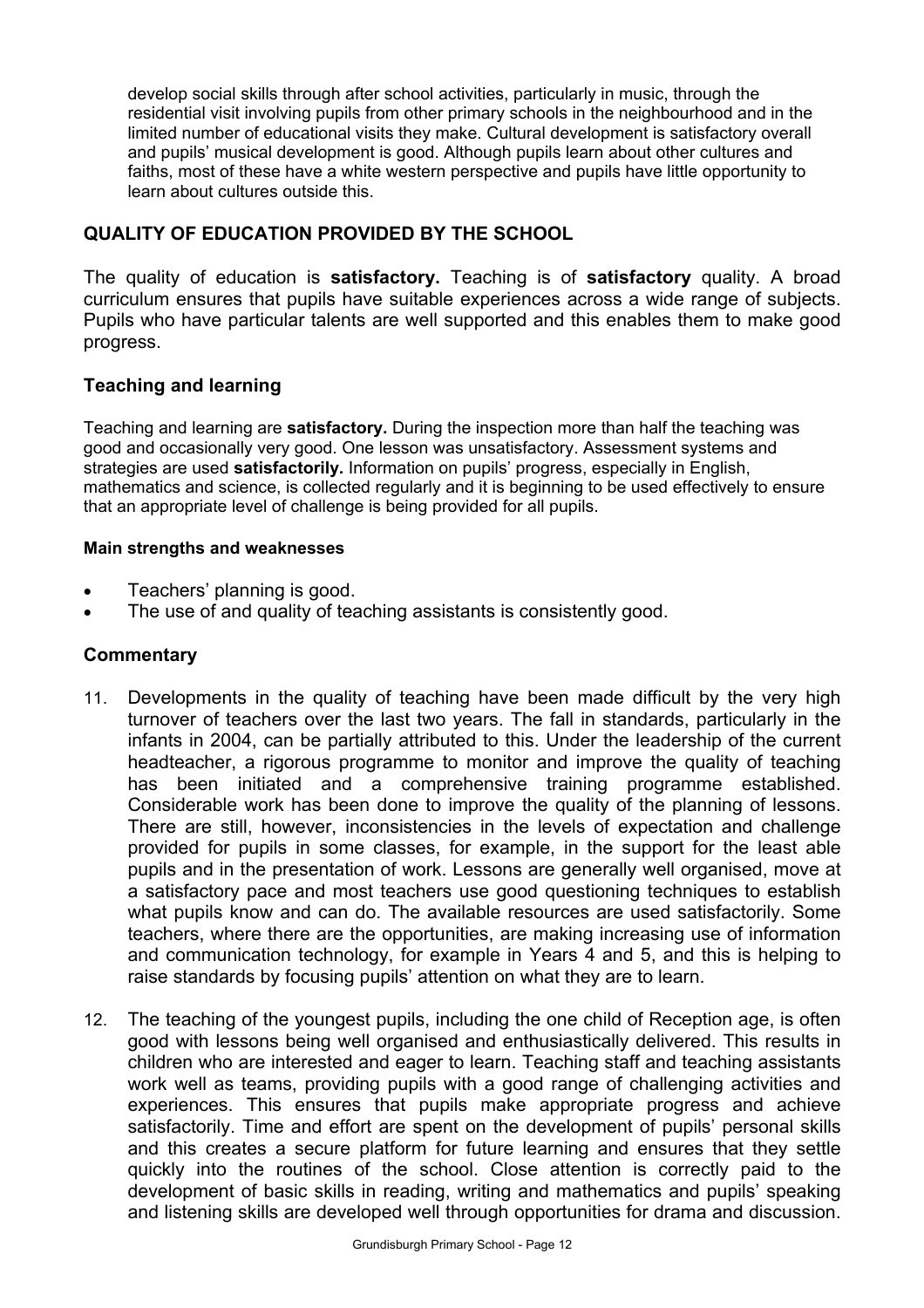develop social skills through after school activities, particularly in music, through the residential visit involving pupils from other primary schools in the neighbourhood and in the limited number of educational visits they make. Cultural development is satisfactory overall and pupils' musical development is good. Although pupils learn about other cultures and faiths, most of these have a white western perspective and pupils have little opportunity to learn about cultures outside this.

## QUALITY OF EDUCATION PROVIDED BY THE SCHOOL

The quality of education is **satisfactory.** Teaching is of **satisfactory** quality. A broad curriculum ensures that pupils have suitable experiences across a wide range of subjects. Pupils who have particular talents are well supported and this enables them to make good progress.

### Teaching and learning

Teaching and learning are **satisfactory.** During the inspection more than half the teaching was good and occasionally very good. One lesson was unsatisfactory. Assessment systems and strategies are used **satisfactorily.** Information on pupils' progress, especially in English, mathematics and science, is collected regularly and it is beginning to be used effectively to ensure that an appropriate level of challenge is being provided for all pupils.

#### Main strengths and weaknesses

- Teachers' planning is good.
- The use of and quality of teaching assistants is consistently good.

### Commentary

11. Developments in the quality of teaching have been made difficult by the very high turnover of teachers over the last two years. The fall in standards, particularly in the infants in 2004, can be partially attributed to this. Under the leadership of the current headteacher, a rigorous programme to monitor and improve the quality of teaching has been initiated and a comprehensive training programme established. Considerable work has been done to improve the quality of the planning of lessons. There are still, however, inconsistencies in the levels of expectation and challenge provided for pupils in some classes, for example, in the support for the least able pupils and in the presentation of work. Lessons are generally well organised, move at a satisfactory pace and most teachers use good questioning techniques to establish what pupils know and can do. The available resources are used satisfactorily. Some teachers, where there are the opportunities, are making increasing use of information and communication technology, for example in Years 4 and 5, and this is helping to raise standards by focusing pupils' attention on what they are to learn.

12. The teaching of the youngest pupils, including the one child of Reception age, is often good with lessons being well organised and enthusiastically delivered. This results in children who are interested and eager to learn. Teaching staff and teaching assistants work well as teams, providing pupils with a good range of challenging activities and experiences. This ensures that pupils make appropriate progress and achieve satisfactorily. Time and effort are spent on the development of pupils' personal skills and this creates a secure platform for future learning and ensures that they settle quickly into the routines of the school. Close attention is correctly paid to the development of basic skills in reading, writing and mathematics and pupils' speaking and listening skills are developed well through opportunities for drama and discussion.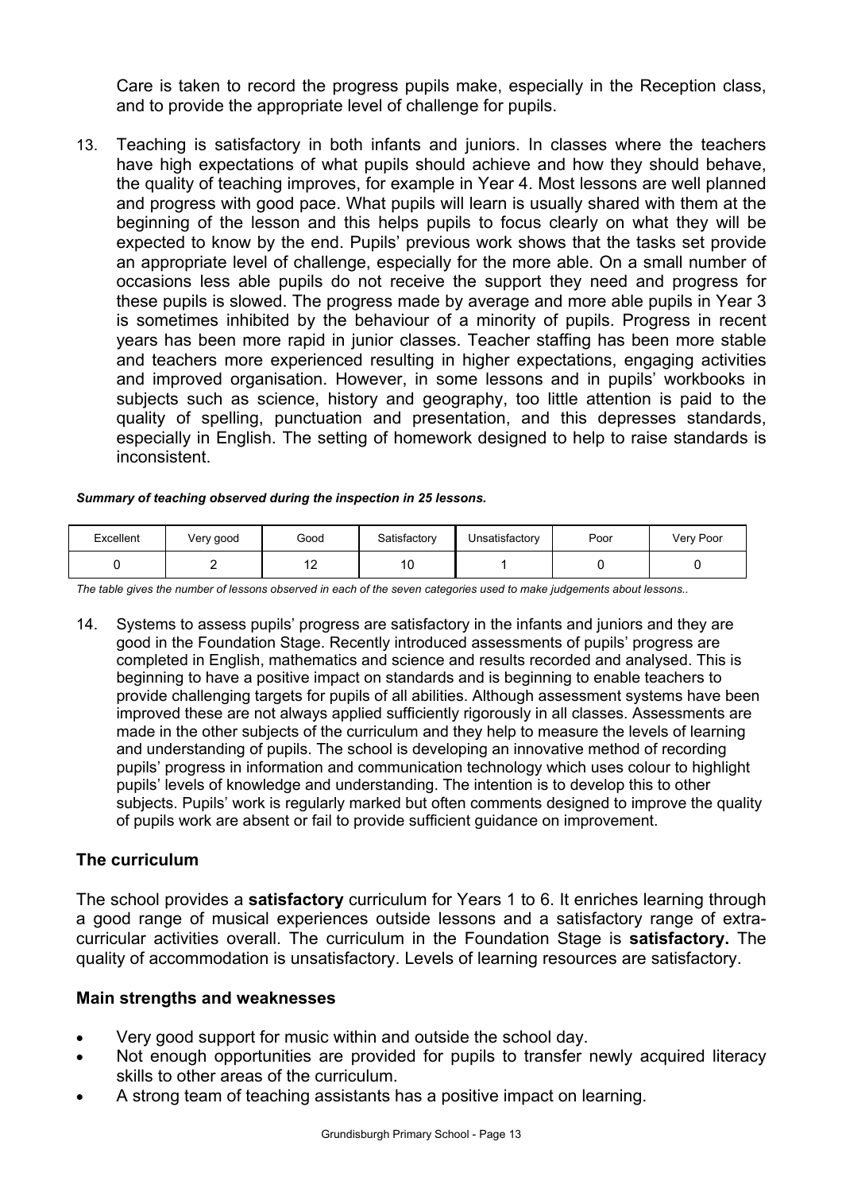Care is taken to record the progress pupils make, especially in the Reception class, and to provide the appropriate level of challenge for pupils.

13. Teaching is satisfactory in both infants and juniors. In classes where the teachers have high expectations of what pupils should achieve and how they should behave, the quality of teaching improves, for example in Year 4. Most lessons are well planned and progress with good pace. What pupils will learn is usually shared with them at the beginning of the lesson and this helps pupils to focus clearly on what they will be expected to know by the end. Pupils' previous work shows that the tasks set provide an appropriate level of challenge, especially for the more able. On a small number of occasions less able pupils do not receive the support they need and progress for these pupils is slowed. The progress made by average and more able pupils in Year 3 is sometimes inhibited by the behaviour of a minority of pupils. Progress in recent years has been more rapid in junior classes. Teacher staffing has been more stable and teachers more experienced resulting in higher expectations, engaging activities and improved organisation. However, in some lessons and in pupils' workbooks in subjects such as science, history and geography, too little attention is paid to the quality of spelling, punctuation and presentation, and this depresses standards, especially in English. The setting of homework designed to help to raise standards is inconsistent.

***Summary of teaching observed during the inspection in 25 lessons.***

| Excellent | Very good | Good | Satisfactory | Unsatisfactory | Poor | Very Poor |
|---|---|---|---|---|---|---|
| 0 | 2 | 12 | 10 | 1 | 0 | 0 |

*The table gives the number of lessons observed in each of the seven categories used to make judgements about lessons..*

14. Systems to assess pupils' progress are satisfactory in the infants and juniors and they are good in the Foundation Stage. Recently introduced assessments of pupils' progress are completed in English, mathematics and science and results recorded and analysed. This is beginning to have a positive impact on standards and is beginning to enable teachers to provide challenging targets for pupils of all abilities. Although assessment systems have been improved these are not always applied sufficiently rigorously in all classes. Assessments are made in the other subjects of the curriculum and they help to measure the levels of learning and understanding of pupils. The school is developing an innovative method of recording pupils' progress in information and communication technology which uses colour to highlight pupils' levels of knowledge and understanding. The intention is to develop this to other subjects. Pupils' work is regularly marked but often comments designed to improve the quality of pupils work are absent or fail to provide sufficient guidance on improvement.

### The curriculum

The school provides a **satisfactory** curriculum for Years 1 to 6. It enriches learning through a good range of musical experiences outside lessons and a satisfactory range of extra-curricular activities overall. The curriculum in the Foundation Stage is **satisfactory.** The quality of accommodation is unsatisfactory. Levels of learning resources are satisfactory.

### Main strengths and weaknesses

- Very good support for music within and outside the school day.
- Not enough opportunities are provided for pupils to transfer newly acquired literacy skills to other areas of the curriculum.
- A strong team of teaching assistants has a positive impact on learning.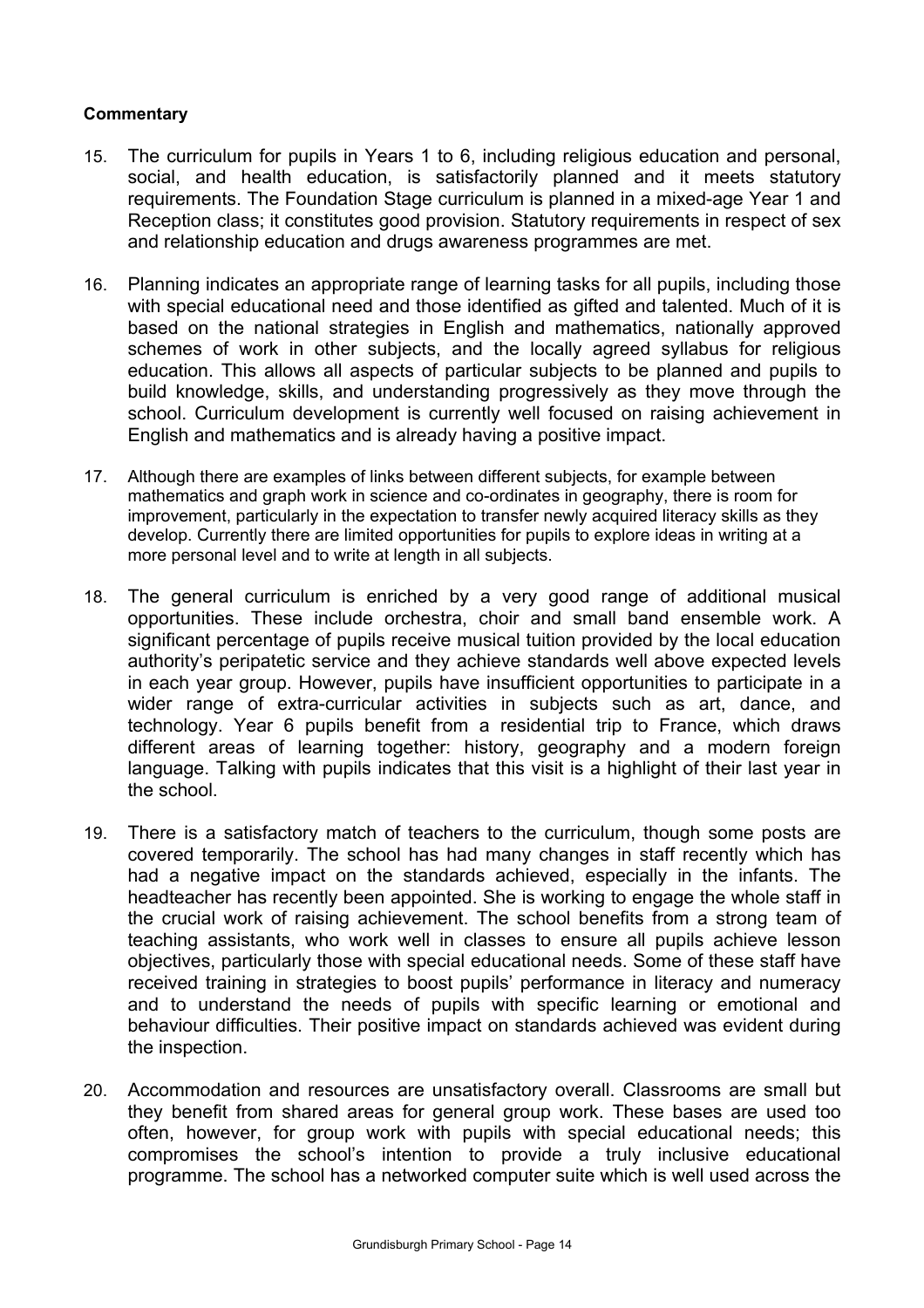**Commentary**

15. The curriculum for pupils in Years 1 to 6, including religious education and personal, social, and health education, is satisfactorily planned and it meets statutory requirements. The Foundation Stage curriculum is planned in a mixed-age Year 1 and Reception class; it constitutes good provision. Statutory requirements in respect of sex and relationship education and drugs awareness programmes are met.

16. Planning indicates an appropriate range of learning tasks for all pupils, including those with special educational need and those identified as gifted and talented. Much of it is based on the national strategies in English and mathematics, nationally approved schemes of work in other subjects, and the locally agreed syllabus for religious education. This allows all aspects of particular subjects to be planned and pupils to build knowledge, skills, and understanding progressively as they move through the school. Curriculum development is currently well focused on raising achievement in English and mathematics and is already having a positive impact.

17. Although there are examples of links between different subjects, for example between mathematics and graph work in science and co-ordinates in geography, there is room for improvement, particularly in the expectation to transfer newly acquired literacy skills as they develop. Currently there are limited opportunities for pupils to explore ideas in writing at a more personal level and to write at length in all subjects.

18. The general curriculum is enriched by a very good range of additional musical opportunities. These include orchestra, choir and small band ensemble work. A significant percentage of pupils receive musical tuition provided by the local education authority's peripatetic service and they achieve standards well above expected levels in each year group. However, pupils have insufficient opportunities to participate in a wider range of extra-curricular activities in subjects such as art, dance, and technology. Year 6 pupils benefit from a residential trip to France, which draws different areas of learning together: history, geography and a modern foreign language. Talking with pupils indicates that this visit is a highlight of their last year in the school.

19. There is a satisfactory match of teachers to the curriculum, though some posts are covered temporarily. The school has had many changes in staff recently which has had a negative impact on the standards achieved, especially in the infants. The headteacher has recently been appointed. She is working to engage the whole staff in the crucial work of raising achievement. The school benefits from a strong team of teaching assistants, who work well in classes to ensure all pupils achieve lesson objectives, particularly those with special educational needs. Some of these staff have received training in strategies to boost pupils' performance in literacy and numeracy and to understand the needs of pupils with specific learning or emotional and behaviour difficulties. Their positive impact on standards achieved was evident during the inspection.

20. Accommodation and resources are unsatisfactory overall. Classrooms are small but they benefit from shared areas for general group work. These bases are used too often, however, for group work with pupils with special educational needs; this compromises the school's intention to provide a truly inclusive educational programme. The school has a networked computer suite which is well used across the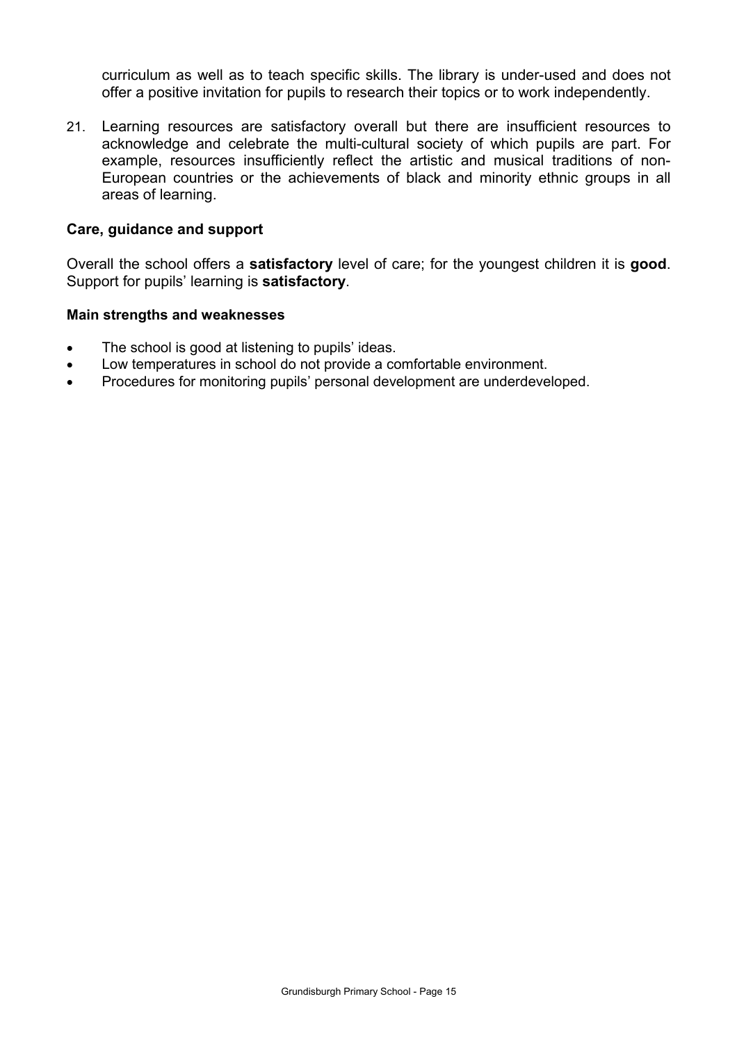curriculum as well as to teach specific skills. The library is under-used and does not offer a positive invitation for pupils to research their topics or to work independently.

21. Learning resources are satisfactory overall but there are insufficient resources to acknowledge and celebrate the multi-cultural society of which pupils are part. For example, resources insufficiently reflect the artistic and musical traditions of non-European countries or the achievements of black and minority ethnic groups in all areas of learning.

### Care, guidance and support

Overall the school offers a **satisfactory** level of care; for the youngest children it is **good**. Support for pupils' learning is **satisfactory**.

#### Main strengths and weaknesses

- The school is good at listening to pupils' ideas.
- Low temperatures in school do not provide a comfortable environment.
- Procedures for monitoring pupils' personal development are underdeveloped.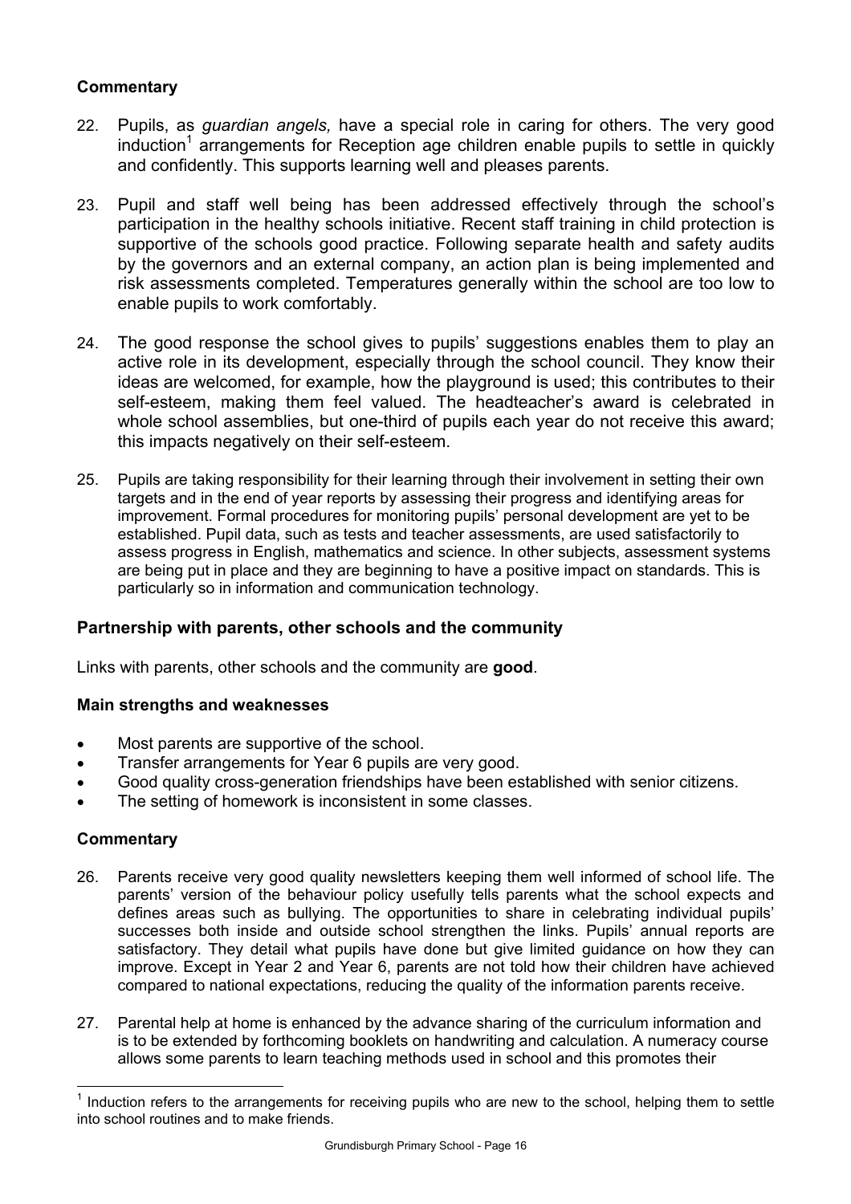### Commentary

22. Pupils, as *guardian angels,* have a special role in caring for others. The very good induction[1] arrangements for Reception age children enable pupils to settle in quickly and confidently. This supports learning well and pleases parents.

23. Pupil and staff well being has been addressed effectively through the school's participation in the healthy schools initiative. Recent staff training in child protection is supportive of the schools good practice. Following separate health and safety audits by the governors and an external company, an action plan is being implemented and risk assessments completed. Temperatures generally within the school are too low to enable pupils to work comfortably.

24. The good response the school gives to pupils' suggestions enables them to play an active role in its development, especially through the school council. They know their ideas are welcomed, for example, how the playground is used; this contributes to their self-esteem, making them feel valued. The headteacher's award is celebrated in whole school assemblies, but one-third of pupils each year do not receive this award; this impacts negatively on their self-esteem.

25. Pupils are taking responsibility for their learning through their involvement in setting their own targets and in the end of year reports by assessing their progress and identifying areas for improvement. Formal procedures for monitoring pupils' personal development are yet to be established. Pupil data, such as tests and teacher assessments, are used satisfactorily to assess progress in English, mathematics and science. In other subjects, assessment systems are being put in place and they are beginning to have a positive impact on standards. This is particularly so in information and communication technology.

## Partnership with parents, other schools and the community

Links with parents, other schools and the community are **good**.

### Main strengths and weaknesses

- Most parents are supportive of the school.
- Transfer arrangements for Year 6 pupils are very good.
- Good quality cross-generation friendships have been established with senior citizens.
- The setting of homework is inconsistent in some classes.

### Commentary

26. Parents receive very good quality newsletters keeping them well informed of school life. The parents' version of the behaviour policy usefully tells parents what the school expects and defines areas such as bullying. The opportunities to share in celebrating individual pupils' successes both inside and outside school strengthen the links. Pupils' annual reports are satisfactory. They detail what pupils have done but give limited guidance on how they can improve. Except in Year 2 and Year 6, parents are not told how their children have achieved compared to national expectations, reducing the quality of the information parents receive.

27. Parental help at home is enhanced by the advance sharing of the curriculum information and is to be extended by forthcoming booklets on handwriting and calculation. A numeracy course allows some parents to learn teaching methods used in school and this promotes their

[1] Induction refers to the arrangements for receiving pupils who are new to the school, helping them to settle into school routines and to make friends.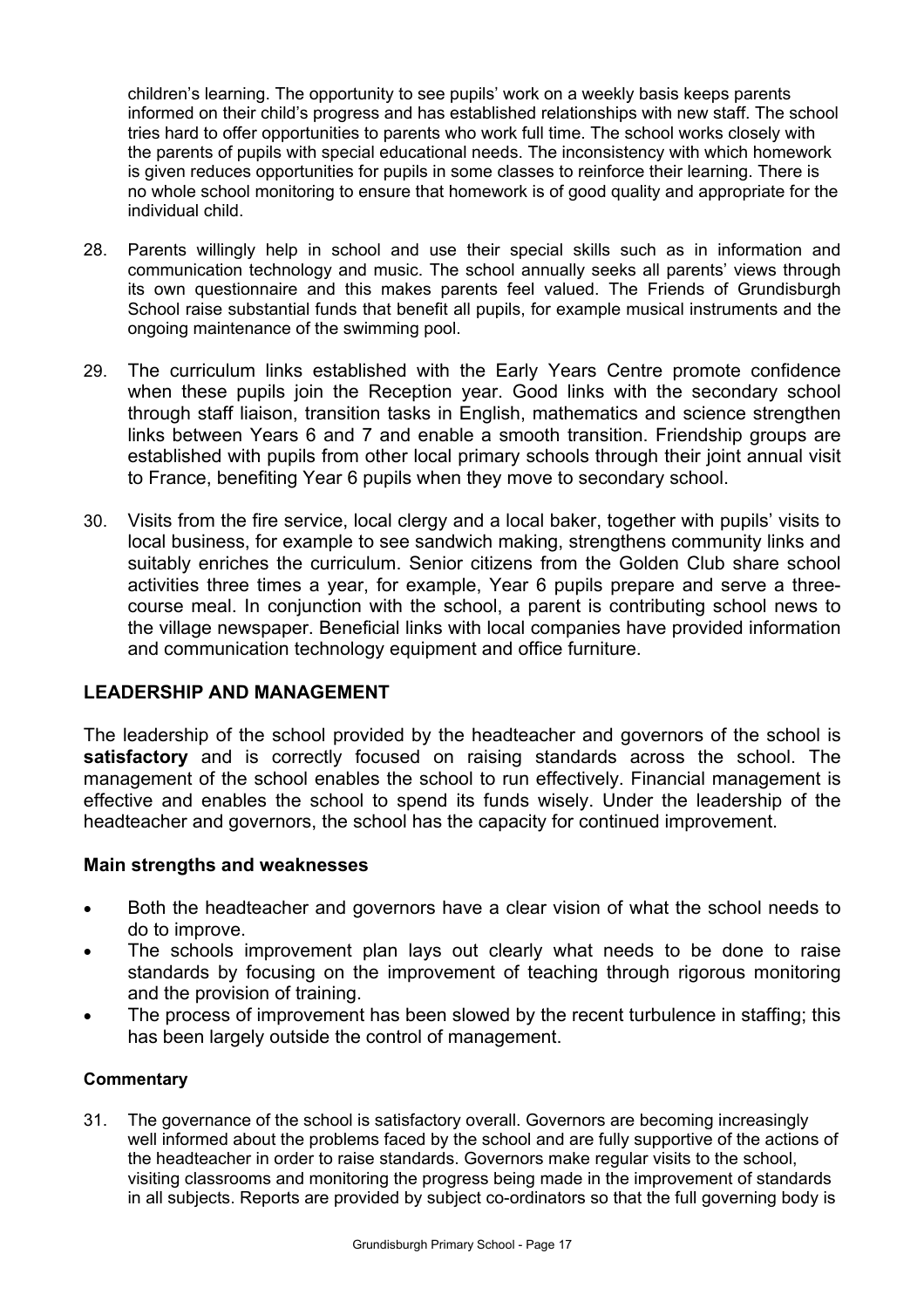children's learning. The opportunity to see pupils' work on a weekly basis keeps parents informed on their child's progress and has established relationships with new staff. The school tries hard to offer opportunities to parents who work full time. The school works closely with the parents of pupils with special educational needs. The inconsistency with which homework is given reduces opportunities for pupils in some classes to reinforce their learning. There is no whole school monitoring to ensure that homework is of good quality and appropriate for the individual child.

28. Parents willingly help in school and use their special skills such as in information and communication technology and music. The school annually seeks all parents' views through its own questionnaire and this makes parents feel valued. The Friends of Grundisburgh School raise substantial funds that benefit all pupils, for example musical instruments and the ongoing maintenance of the swimming pool.

29. The curriculum links established with the Early Years Centre promote confidence when these pupils join the Reception year. Good links with the secondary school through staff liaison, transition tasks in English, mathematics and science strengthen links between Years 6 and 7 and enable a smooth transition. Friendship groups are established with pupils from other local primary schools through their joint annual visit to France, benefiting Year 6 pupils when they move to secondary school.

30. Visits from the fire service, local clergy and a local baker, together with pupils' visits to local business, for example to see sandwich making, strengthens community links and suitably enriches the curriculum. Senior citizens from the Golden Club share school activities three times a year, for example, Year 6 pupils prepare and serve a three-course meal. In conjunction with the school, a parent is contributing school news to the village newspaper. Beneficial links with local companies have provided information and communication technology equipment and office furniture.

## LEADERSHIP AND MANAGEMENT

The leadership of the school provided by the headteacher and governors of the school is **satisfactory** and is correctly focused on raising standards across the school. The management of the school enables the school to run effectively. Financial management is effective and enables the school to spend its funds wisely. Under the leadership of the headteacher and governors, the school has the capacity for continued improvement.

### Main strengths and weaknesses

- Both the headteacher and governors have a clear vision of what the school needs to do to improve.
- The schools improvement plan lays out clearly what needs to be done to raise standards by focusing on the improvement of teaching through rigorous monitoring and the provision of training.
- The process of improvement has been slowed by the recent turbulence in staffing; this has been largely outside the control of management.

#### Commentary

31. The governance of the school is satisfactory overall. Governors are becoming increasingly well informed about the problems faced by the school and are fully supportive of the actions of the headteacher in order to raise standards. Governors make regular visits to the school, visiting classrooms and monitoring the progress being made in the improvement of standards in all subjects. Reports are provided by subject co-ordinators so that the full governing body is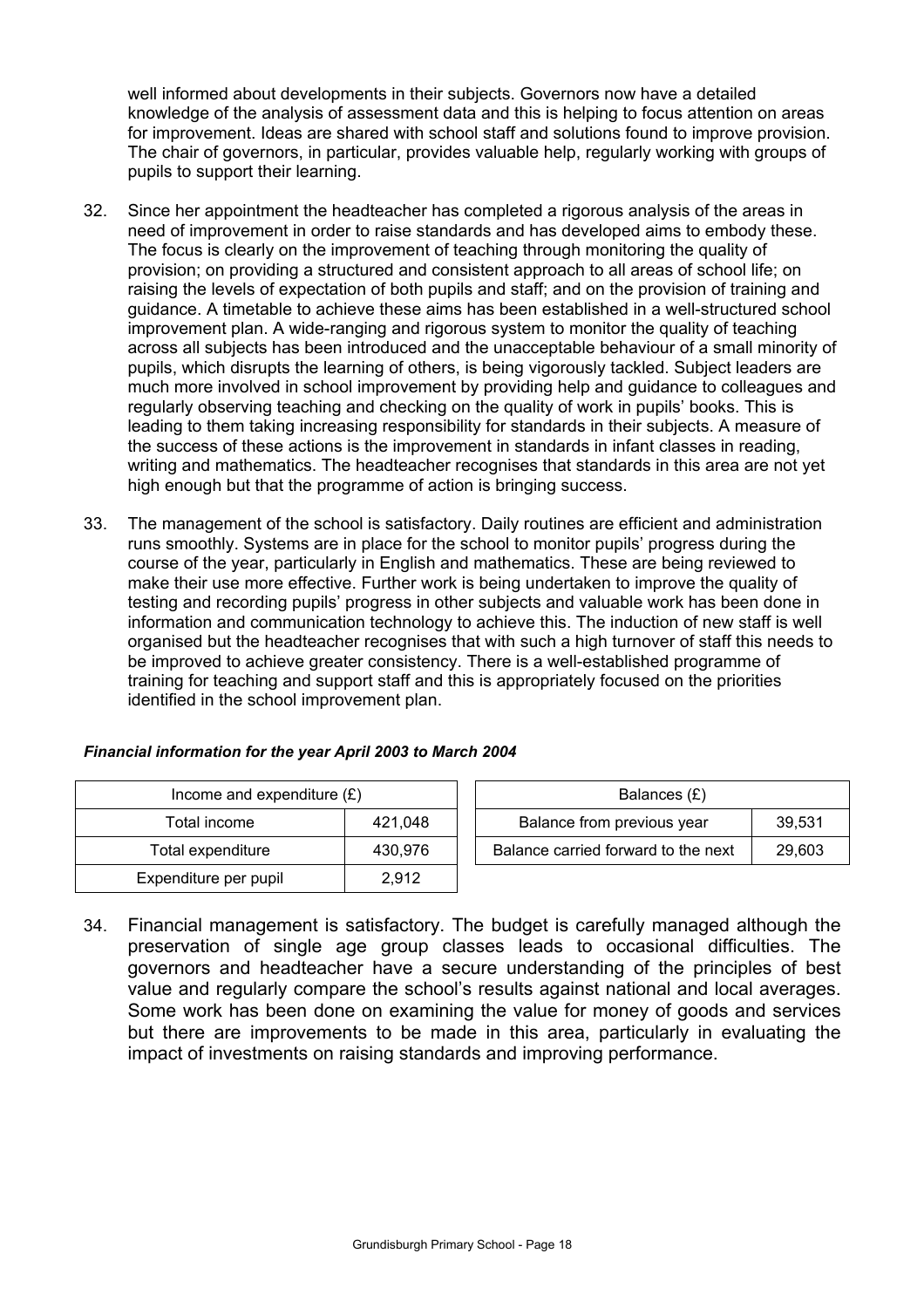well informed about developments in their subjects. Governors now have a detailed knowledge of the analysis of assessment data and this is helping to focus attention on areas for improvement. Ideas are shared with school staff and solutions found to improve provision. The chair of governors, in particular, provides valuable help, regularly working with groups of pupils to support their learning.

32. Since her appointment the headteacher has completed a rigorous analysis of the areas in need of improvement in order to raise standards and has developed aims to embody these. The focus is clearly on the improvement of teaching through monitoring the quality of provision; on providing a structured and consistent approach to all areas of school life; on raising the levels of expectation of both pupils and staff; and on the provision of training and guidance. A timetable to achieve these aims has been established in a well-structured school improvement plan. A wide-ranging and rigorous system to monitor the quality of teaching across all subjects has been introduced and the unacceptable behaviour of a small minority of pupils, which disrupts the learning of others, is being vigorously tackled. Subject leaders are much more involved in school improvement by providing help and guidance to colleagues and regularly observing teaching and checking on the quality of work in pupils' books. This is leading to them taking increasing responsibility for standards in their subjects. A measure of the success of these actions is the improvement in standards in infant classes in reading, writing and mathematics. The headteacher recognises that standards in this area are not yet high enough but that the programme of action is bringing success.

33. The management of the school is satisfactory. Daily routines are efficient and administration runs smoothly. Systems are in place for the school to monitor pupils' progress during the course of the year, particularly in English and mathematics. These are being reviewed to make their use more effective. Further work is being undertaken to improve the quality of testing and recording pupils' progress in other subjects and valuable work has been done in information and communication technology to achieve this. The induction of new staff is well organised but the headteacher recognises that with such a high turnover of staff this needs to be improved to achieve greater consistency. There is a well-established programme of training for teaching and support staff and this is appropriately focused on the priorities identified in the school improvement plan.

***Financial information for the year April 2003 to March 2004***

| Income and expenditure (£) | |
|---|---|
| Total income | 421,048 |
| Total expenditure | 430,976 |
| Expenditure per pupil | 2,912 |

| Balances (£) | |
|---|---|
| Balance from previous year | 39,531 |
| Balance carried forward to the next | 29,603 |

34. Financial management is satisfactory. The budget is carefully managed although the preservation of single age group classes leads to occasional difficulties. The governors and headteacher have a secure understanding of the principles of best value and regularly compare the school's results against national and local averages. Some work has been done on examining the value for money of goods and services but there are improvements to be made in this area, particularly in evaluating the impact of investments on raising standards and improving performance.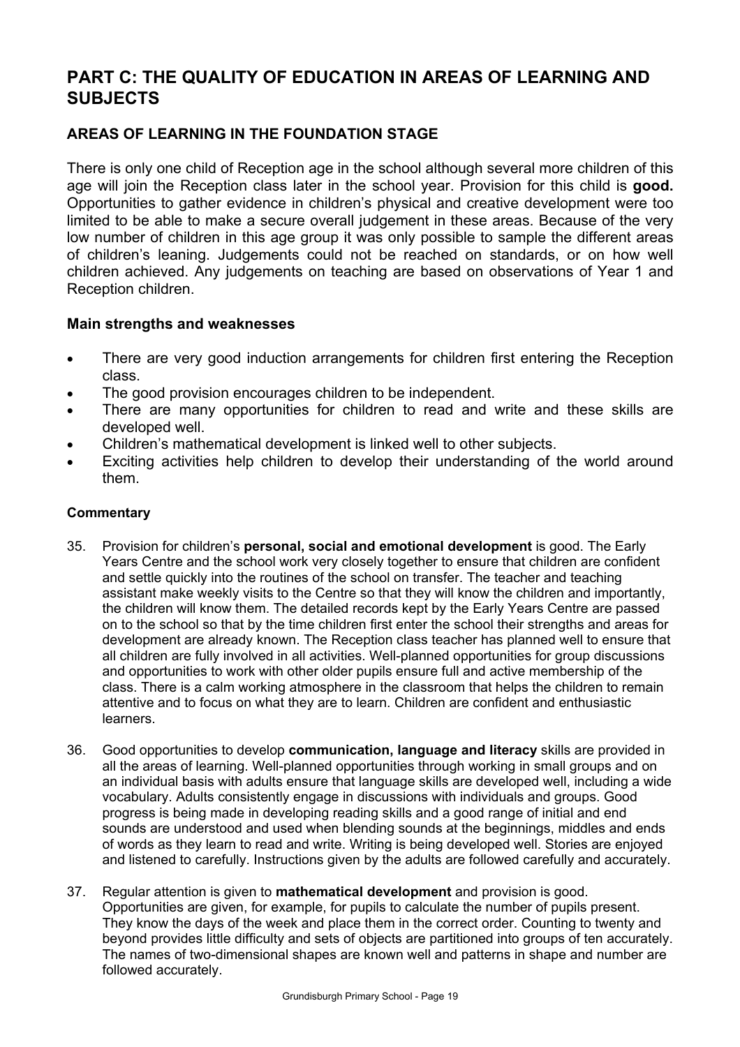# PART C: THE QUALITY OF EDUCATION IN AREAS OF LEARNING AND SUBJECTS

## AREAS OF LEARNING IN THE FOUNDATION STAGE

There is only one child of Reception age in the school although several more children of this age will join the Reception class later in the school year. Provision for this child is **good.** Opportunities to gather evidence in children's physical and creative development were too limited to be able to make a secure overall judgement in these areas. Because of the very low number of children in this age group it was only possible to sample the different areas of children's leaning. Judgements could not be reached on standards, or on how well children achieved. Any judgements on teaching are based on observations of Year 1 and Reception children.

### Main strengths and weaknesses

- There are very good induction arrangements for children first entering the Reception class.
- The good provision encourages children to be independent.
- There are many opportunities for children to read and write and these skills are developed well.
- Children's mathematical development is linked well to other subjects.
- Exciting activities help children to develop their understanding of the world around them.

#### Commentary

35. Provision for children's **personal, social and emotional development** is good. The Early Years Centre and the school work very closely together to ensure that children are confident and settle quickly into the routines of the school on transfer. The teacher and teaching assistant make weekly visits to the Centre so that they will know the children and importantly, the children will know them. The detailed records kept by the Early Years Centre are passed on to the school so that by the time children first enter the school their strengths and areas for development are already known. The Reception class teacher has planned well to ensure that all children are fully involved in all activities. Well-planned opportunities for group discussions and opportunities to work with other older pupils ensure full and active membership of the class. There is a calm working atmosphere in the classroom that helps the children to remain attentive and to focus on what they are to learn. Children are confident and enthusiastic learners.

36. Good opportunities to develop **communication, language and literacy** skills are provided in all the areas of learning. Well-planned opportunities through working in small groups and on an individual basis with adults ensure that language skills are developed well, including a wide vocabulary. Adults consistently engage in discussions with individuals and groups. Good progress is being made in developing reading skills and a good range of initial and end sounds are understood and used when blending sounds at the beginnings, middles and ends of words as they learn to read and write. Writing is being developed well. Stories are enjoyed and listened to carefully. Instructions given by the adults are followed carefully and accurately.

37. Regular attention is given to **mathematical development** and provision is good. Opportunities are given, for example, for pupils to calculate the number of pupils present. They know the days of the week and place them in the correct order. Counting to twenty and beyond provides little difficulty and sets of objects are partitioned into groups of ten accurately. The names of two-dimensional shapes are known well and patterns in shape and number are followed accurately.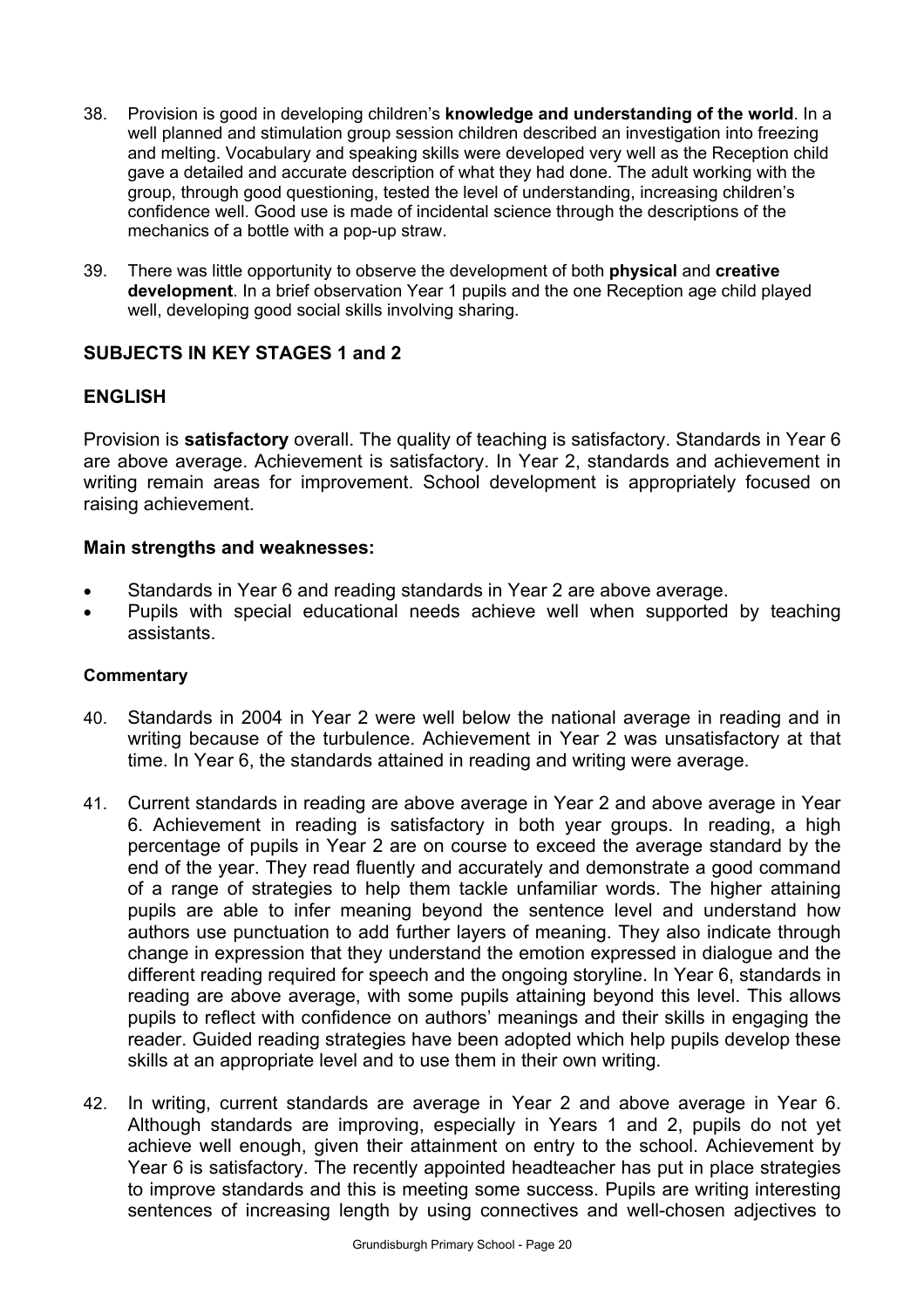38. Provision is good in developing children's **knowledge and understanding of the world**. In a well planned and stimulation group session children described an investigation into freezing and melting. Vocabulary and speaking skills were developed very well as the Reception child gave a detailed and accurate description of what they had done. The adult working with the group, through good questioning, tested the level of understanding, increasing children's confidence well. Good use is made of incidental science through the descriptions of the mechanics of a bottle with a pop-up straw.

39. There was little opportunity to observe the development of both **physical** and **creative development**. In a brief observation Year 1 pupils and the one Reception age child played well, developing good social skills involving sharing.

## SUBJECTS IN KEY STAGES 1 and 2

## ENGLISH

Provision is **satisfactory** overall. The quality of teaching is satisfactory. Standards in Year 6 are above average. Achievement is satisfactory. In Year 2, standards and achievement in writing remain areas for improvement. School development is appropriately focused on raising achievement.

### Main strengths and weaknesses:

- Standards in Year 6 and reading standards in Year 2 are above average.
- Pupils with special educational needs achieve well when supported by teaching assistants.

#### Commentary

40. Standards in 2004 in Year 2 were well below the national average in reading and in writing because of the turbulence. Achievement in Year 2 was unsatisfactory at that time. In Year 6, the standards attained in reading and writing were average.

41. Current standards in reading are above average in Year 2 and above average in Year 6. Achievement in reading is satisfactory in both year groups. In reading, a high percentage of pupils in Year 2 are on course to exceed the average standard by the end of the year. They read fluently and accurately and demonstrate a good command of a range of strategies to help them tackle unfamiliar words. The higher attaining pupils are able to infer meaning beyond the sentence level and understand how authors use punctuation to add further layers of meaning. They also indicate through change in expression that they understand the emotion expressed in dialogue and the different reading required for speech and the ongoing storyline. In Year 6, standards in reading are above average, with some pupils attaining beyond this level. This allows pupils to reflect with confidence on authors' meanings and their skills in engaging the reader. Guided reading strategies have been adopted which help pupils develop these skills at an appropriate level and to use them in their own writing.

42. In writing, current standards are average in Year 2 and above average in Year 6. Although standards are improving, especially in Years 1 and 2, pupils do not yet achieve well enough, given their attainment on entry to the school. Achievement by Year 6 is satisfactory. The recently appointed headteacher has put in place strategies to improve standards and this is meeting some success. Pupils are writing interesting sentences of increasing length by using connectives and well-chosen adjectives to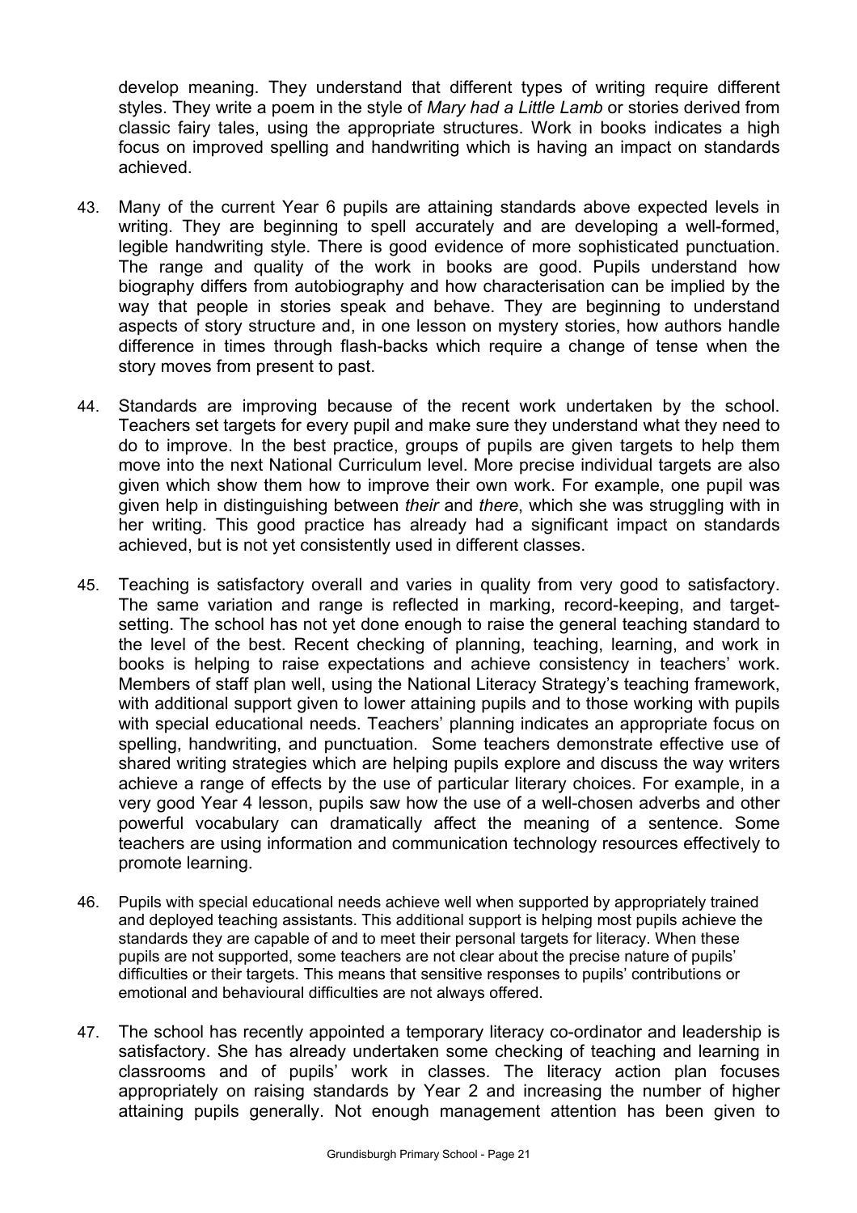develop meaning. They understand that different types of writing require different styles. They write a poem in the style of *Mary had a Little Lamb* or stories derived from classic fairy tales, using the appropriate structures. Work in books indicates a high focus on improved spelling and handwriting which is having an impact on standards achieved.

43. Many of the current Year 6 pupils are attaining standards above expected levels in writing. They are beginning to spell accurately and are developing a well-formed, legible handwriting style. There is good evidence of more sophisticated punctuation. The range and quality of the work in books are good. Pupils understand how biography differs from autobiography and how characterisation can be implied by the way that people in stories speak and behave. They are beginning to understand aspects of story structure and, in one lesson on mystery stories, how authors handle difference in times through flash-backs which require a change of tense when the story moves from present to past.

44. Standards are improving because of the recent work undertaken by the school. Teachers set targets for every pupil and make sure they understand what they need to do to improve. In the best practice, groups of pupils are given targets to help them move into the next National Curriculum level. More precise individual targets are also given which show them how to improve their own work. For example, one pupil was given help in distinguishing between *their* and *there*, which she was struggling with in her writing. This good practice has already had a significant impact on standards achieved, but is not yet consistently used in different classes.

45. Teaching is satisfactory overall and varies in quality from very good to satisfactory. The same variation and range is reflected in marking, record-keeping, and target-setting. The school has not yet done enough to raise the general teaching standard to the level of the best. Recent checking of planning, teaching, learning, and work in books is helping to raise expectations and achieve consistency in teachers' work. Members of staff plan well, using the National Literacy Strategy's teaching framework, with additional support given to lower attaining pupils and to those working with pupils with special educational needs. Teachers' planning indicates an appropriate focus on spelling, handwriting, and punctuation. Some teachers demonstrate effective use of shared writing strategies which are helping pupils explore and discuss the way writers achieve a range of effects by the use of particular literary choices. For example, in a very good Year 4 lesson, pupils saw how the use of a well-chosen adverbs and other powerful vocabulary can dramatically affect the meaning of a sentence. Some teachers are using information and communication technology resources effectively to promote learning.

46. Pupils with special educational needs achieve well when supported by appropriately trained and deployed teaching assistants. This additional support is helping most pupils achieve the standards they are capable of and to meet their personal targets for literacy. When these pupils are not supported, some teachers are not clear about the precise nature of pupils' difficulties or their targets. This means that sensitive responses to pupils' contributions or emotional and behavioural difficulties are not always offered.

47. The school has recently appointed a temporary literacy co-ordinator and leadership is satisfactory. She has already undertaken some checking of teaching and learning in classrooms and of pupils' work in classes. The literacy action plan focuses appropriately on raising standards by Year 2 and increasing the number of higher attaining pupils generally. Not enough management attention has been given to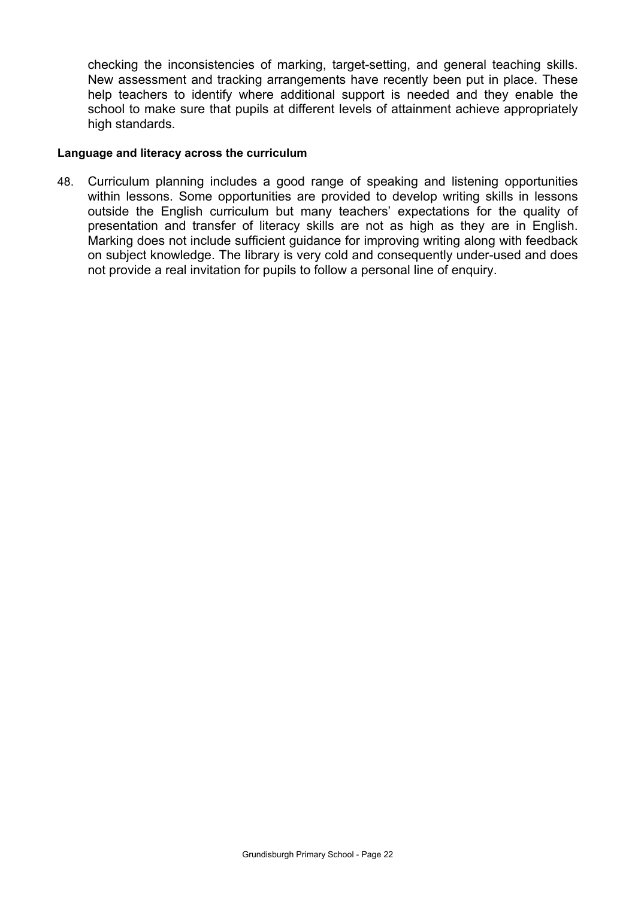checking the inconsistencies of marking, target-setting, and general teaching skills. New assessment and tracking arrangements have recently been put in place. These help teachers to identify where additional support is needed and they enable the school to make sure that pupils at different levels of attainment achieve appropriately high standards.

**Language and literacy across the curriculum**

48. Curriculum planning includes a good range of speaking and listening opportunities within lessons. Some opportunities are provided to develop writing skills in lessons outside the English curriculum but many teachers' expectations for the quality of presentation and transfer of literacy skills are not as high as they are in English. Marking does not include sufficient guidance for improving writing along with feedback on subject knowledge. The library is very cold and consequently under-used and does not provide a real invitation for pupils to follow a personal line of enquiry.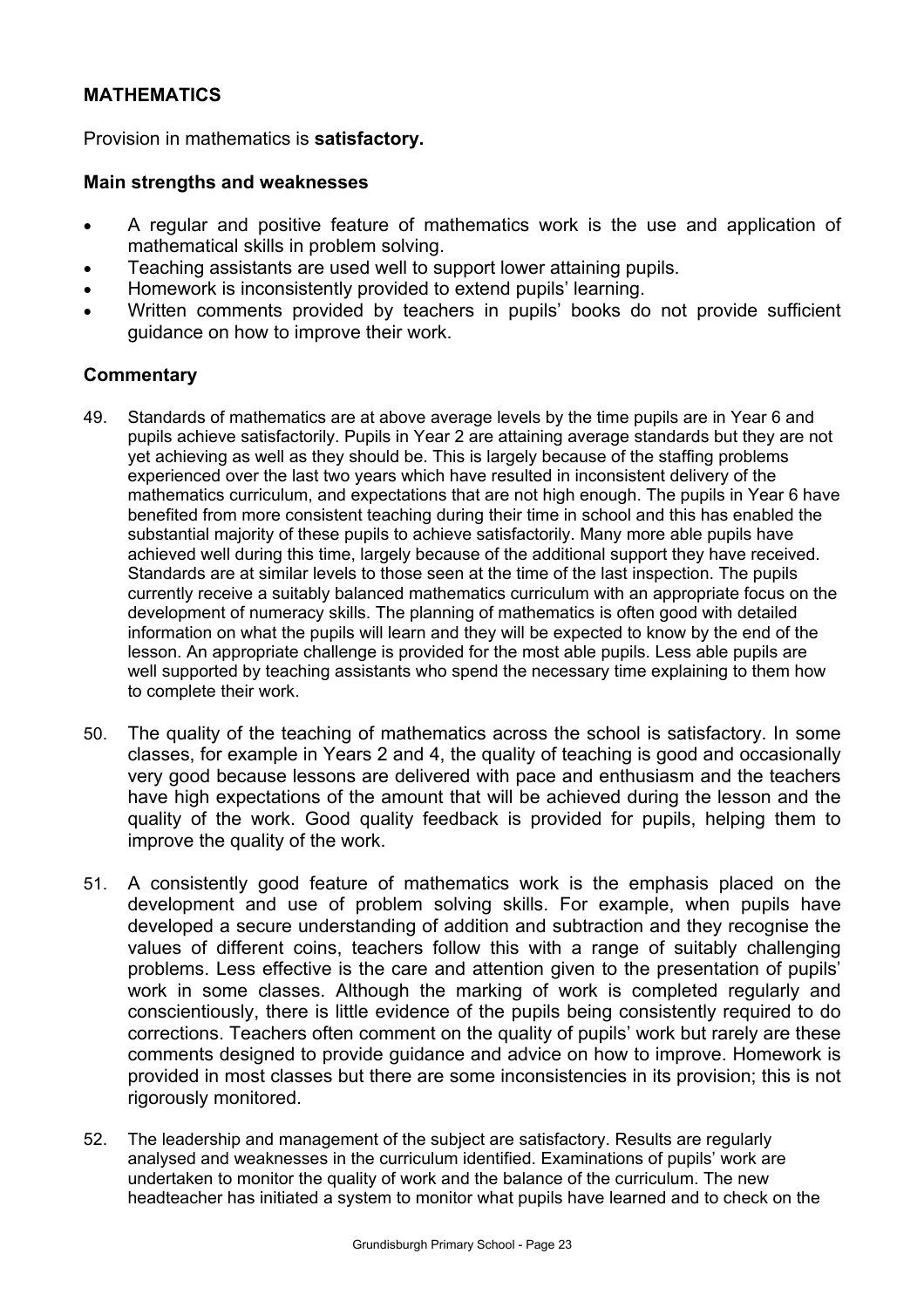## MATHEMATICS

Provision in mathematics is **satisfactory.**

### Main strengths and weaknesses

- A regular and positive feature of mathematics work is the use and application of mathematical skills in problem solving.
- Teaching assistants are used well to support lower attaining pupils.
- Homework is inconsistently provided to extend pupils' learning.
- Written comments provided by teachers in pupils' books do not provide sufficient guidance on how to improve their work.

### Commentary

49. Standards of mathematics are at above average levels by the time pupils are in Year 6 and pupils achieve satisfactorily. Pupils in Year 2 are attaining average standards but they are not yet achieving as well as they should be. This is largely because of the staffing problems experienced over the last two years which have resulted in inconsistent delivery of the mathematics curriculum, and expectations that are not high enough. The pupils in Year 6 have benefited from more consistent teaching during their time in school and this has enabled the substantial majority of these pupils to achieve satisfactorily. Many more able pupils have achieved well during this time, largely because of the additional support they have received. Standards are at similar levels to those seen at the time of the last inspection. The pupils currently receive a suitably balanced mathematics curriculum with an appropriate focus on the development of numeracy skills. The planning of mathematics is often good with detailed information on what the pupils will learn and they will be expected to know by the end of the lesson. An appropriate challenge is provided for the most able pupils. Less able pupils are well supported by teaching assistants who spend the necessary time explaining to them how to complete their work.

50. The quality of the teaching of mathematics across the school is satisfactory. In some classes, for example in Years 2 and 4, the quality of teaching is good and occasionally very good because lessons are delivered with pace and enthusiasm and the teachers have high expectations of the amount that will be achieved during the lesson and the quality of the work. Good quality feedback is provided for pupils, helping them to improve the quality of the work.

51. A consistently good feature of mathematics work is the emphasis placed on the development and use of problem solving skills. For example, when pupils have developed a secure understanding of addition and subtraction and they recognise the values of different coins, teachers follow this with a range of suitably challenging problems. Less effective is the care and attention given to the presentation of pupils' work in some classes. Although the marking of work is completed regularly and conscientiously, there is little evidence of the pupils being consistently required to do corrections. Teachers often comment on the quality of pupils' work but rarely are these comments designed to provide guidance and advice on how to improve. Homework is provided in most classes but there are some inconsistencies in its provision; this is not rigorously monitored.

52. The leadership and management of the subject are satisfactory. Results are regularly analysed and weaknesses in the curriculum identified. Examinations of pupils' work are undertaken to monitor the quality of work and the balance of the curriculum. The new headteacher has initiated a system to monitor what pupils have learned and to check on the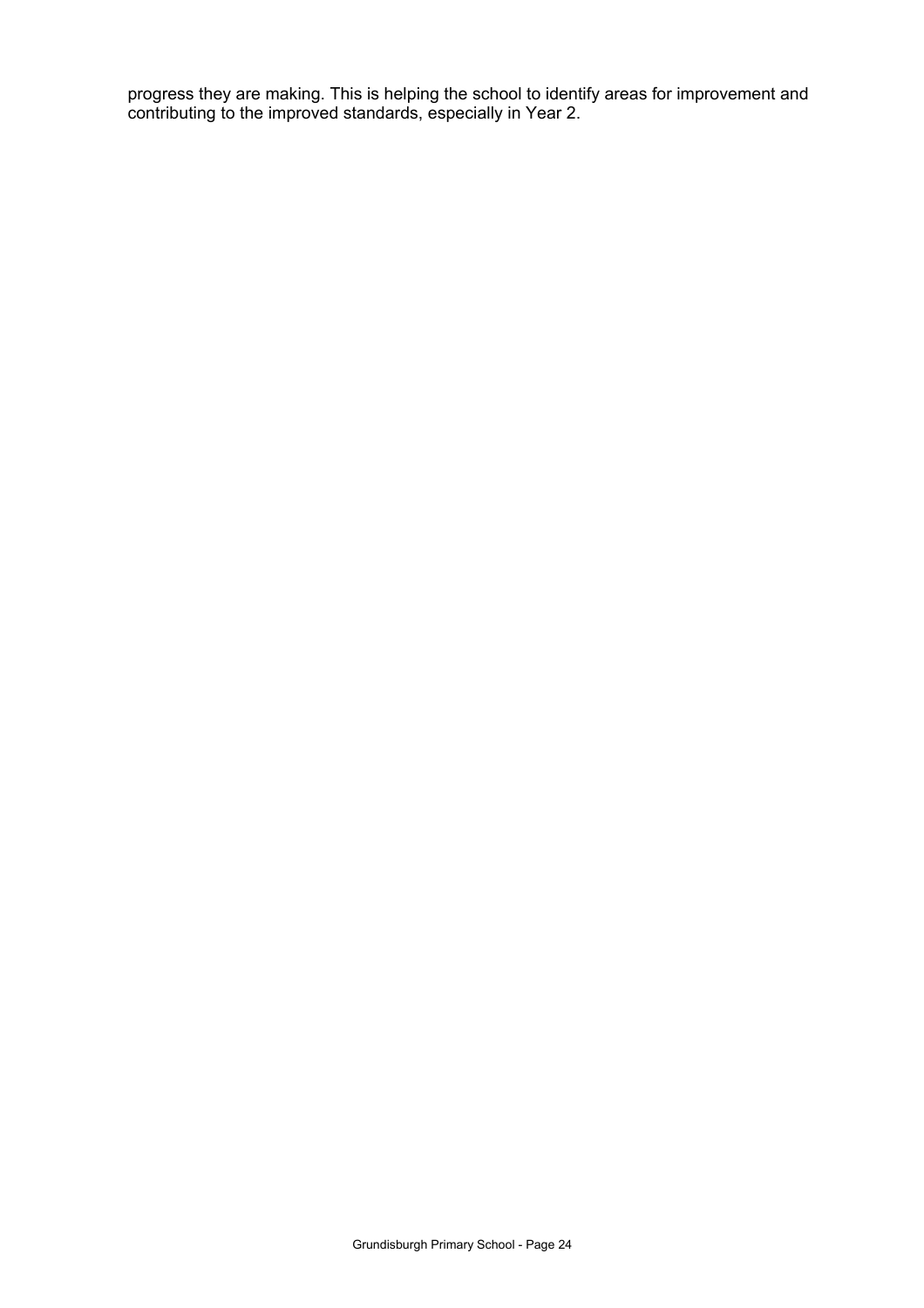progress they are making. This is helping the school to identify areas for improvement and contributing to the improved standards, especially in Year 2.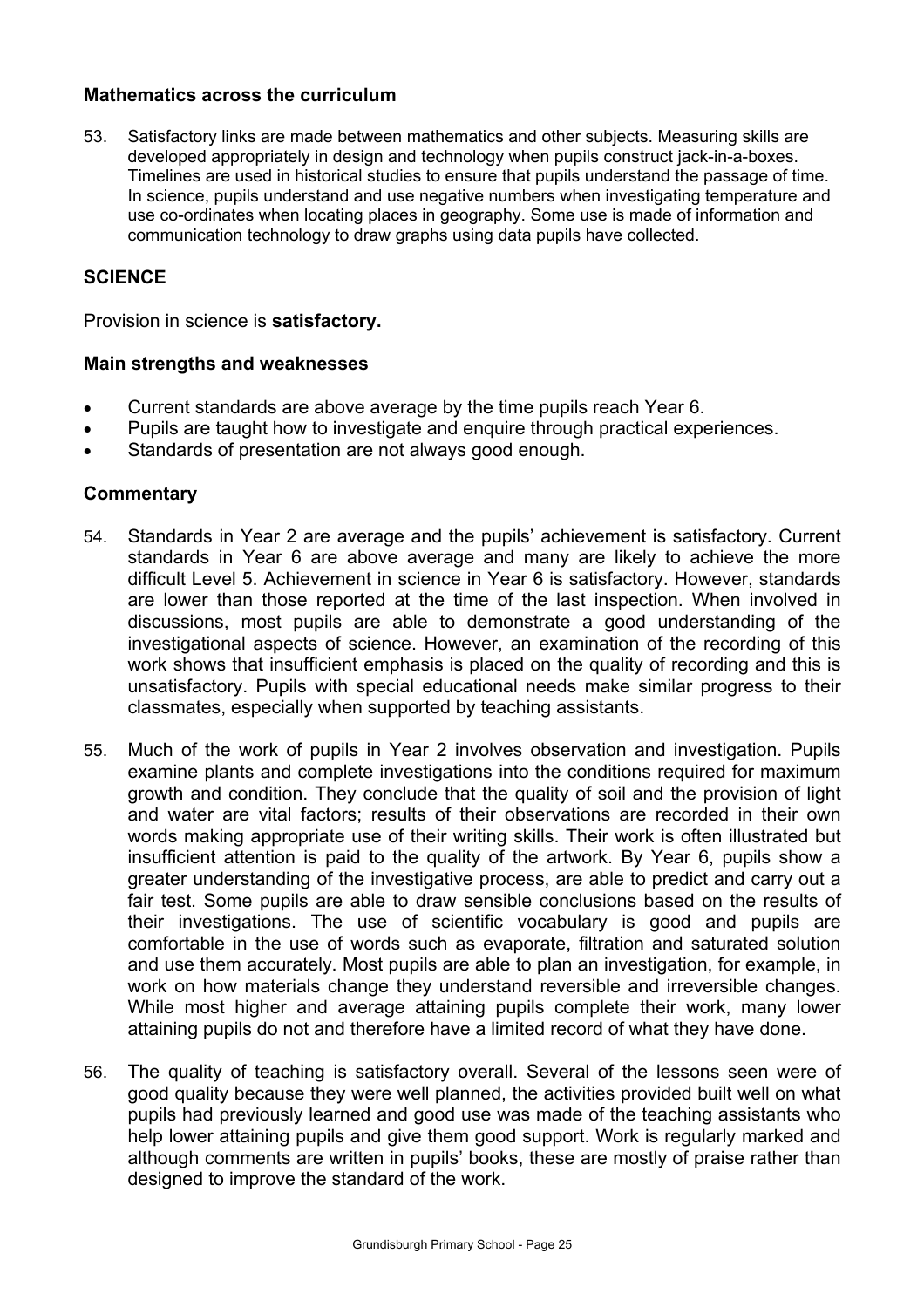### Mathematics across the curriculum

53. Satisfactory links are made between mathematics and other subjects. Measuring skills are developed appropriately in design and technology when pupils construct jack-in-a-boxes. Timelines are used in historical studies to ensure that pupils understand the passage of time. In science, pupils understand and use negative numbers when investigating temperature and use co-ordinates when locating places in geography. Some use is made of information and communication technology to draw graphs using data pupils have collected.

## SCIENCE

Provision in science is **satisfactory.**

### Main strengths and weaknesses

- Current standards are above average by the time pupils reach Year 6.
- Pupils are taught how to investigate and enquire through practical experiences.
- Standards of presentation are not always good enough.

### Commentary

54. Standards in Year 2 are average and the pupils' achievement is satisfactory. Current standards in Year 6 are above average and many are likely to achieve the more difficult Level 5. Achievement in science in Year 6 is satisfactory. However, standards are lower than those reported at the time of the last inspection. When involved in discussions, most pupils are able to demonstrate a good understanding of the investigational aspects of science. However, an examination of the recording of this work shows that insufficient emphasis is placed on the quality of recording and this is unsatisfactory. Pupils with special educational needs make similar progress to their classmates, especially when supported by teaching assistants.

55. Much of the work of pupils in Year 2 involves observation and investigation. Pupils examine plants and complete investigations into the conditions required for maximum growth and condition. They conclude that the quality of soil and the provision of light and water are vital factors; results of their observations are recorded in their own words making appropriate use of their writing skills. Their work is often illustrated but insufficient attention is paid to the quality of the artwork. By Year 6, pupils show a greater understanding of the investigative process, are able to predict and carry out a fair test. Some pupils are able to draw sensible conclusions based on the results of their investigations. The use of scientific vocabulary is good and pupils are comfortable in the use of words such as evaporate, filtration and saturated solution and use them accurately. Most pupils are able to plan an investigation, for example, in work on how materials change they understand reversible and irreversible changes. While most higher and average attaining pupils complete their work, many lower attaining pupils do not and therefore have a limited record of what they have done.

56. The quality of teaching is satisfactory overall. Several of the lessons seen were of good quality because they were well planned, the activities provided built well on what pupils had previously learned and good use was made of the teaching assistants who help lower attaining pupils and give them good support. Work is regularly marked and although comments are written in pupils' books, these are mostly of praise rather than designed to improve the standard of the work.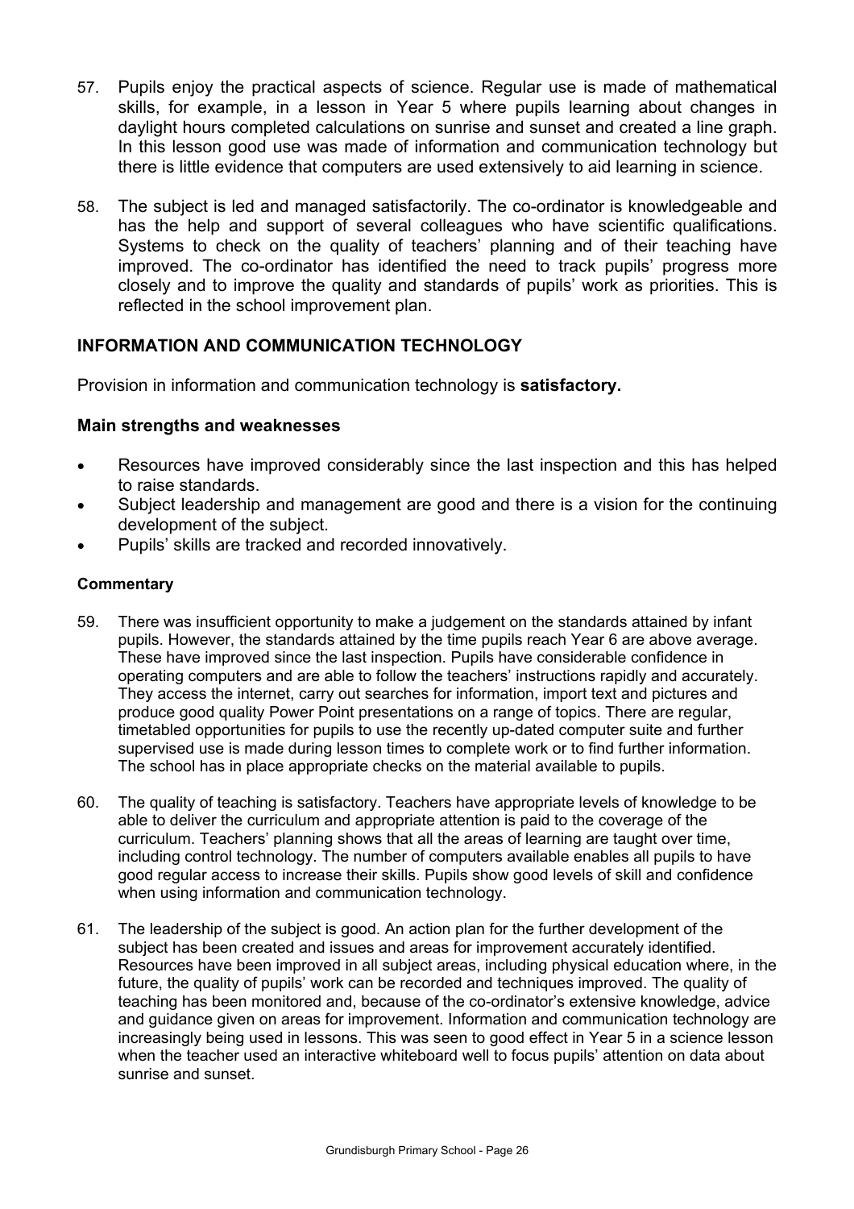57. Pupils enjoy the practical aspects of science. Regular use is made of mathematical skills, for example, in a lesson in Year 5 where pupils learning about changes in daylight hours completed calculations on sunrise and sunset and created a line graph. In this lesson good use was made of information and communication technology but there is little evidence that computers are used extensively to aid learning in science.

58. The subject is led and managed satisfactorily. The co-ordinator is knowledgeable and has the help and support of several colleagues who have scientific qualifications. Systems to check on the quality of teachers' planning and of their teaching have improved. The co-ordinator has identified the need to track pupils' progress more closely and to improve the quality and standards of pupils' work as priorities. This is reflected in the school improvement plan.

## INFORMATION AND COMMUNICATION TECHNOLOGY

Provision in information and communication technology is **satisfactory.**

### Main strengths and weaknesses

- Resources have improved considerably since the last inspection and this has helped to raise standards.
- Subject leadership and management are good and there is a vision for the continuing development of the subject.
- Pupils' skills are tracked and recorded innovatively.

#### Commentary

59. There was insufficient opportunity to make a judgement on the standards attained by infant pupils. However, the standards attained by the time pupils reach Year 6 are above average. These have improved since the last inspection. Pupils have considerable confidence in operating computers and are able to follow the teachers' instructions rapidly and accurately. They access the internet, carry out searches for information, import text and pictures and produce good quality Power Point presentations on a range of topics. There are regular, timetabled opportunities for pupils to use the recently up-dated computer suite and further supervised use is made during lesson times to complete work or to find further information. The school has in place appropriate checks on the material available to pupils.

60. The quality of teaching is satisfactory. Teachers have appropriate levels of knowledge to be able to deliver the curriculum and appropriate attention is paid to the coverage of the curriculum. Teachers' planning shows that all the areas of learning are taught over time, including control technology. The number of computers available enables all pupils to have good regular access to increase their skills. Pupils show good levels of skill and confidence when using information and communication technology.

61. The leadership of the subject is good. An action plan for the further development of the subject has been created and issues and areas for improvement accurately identified. Resources have been improved in all subject areas, including physical education where, in the future, the quality of pupils' work can be recorded and techniques improved. The quality of teaching has been monitored and, because of the co-ordinator's extensive knowledge, advice and guidance given on areas for improvement. Information and communication technology are increasingly being used in lessons. This was seen to good effect in Year 5 in a science lesson when the teacher used an interactive whiteboard well to focus pupils' attention on data about sunrise and sunset.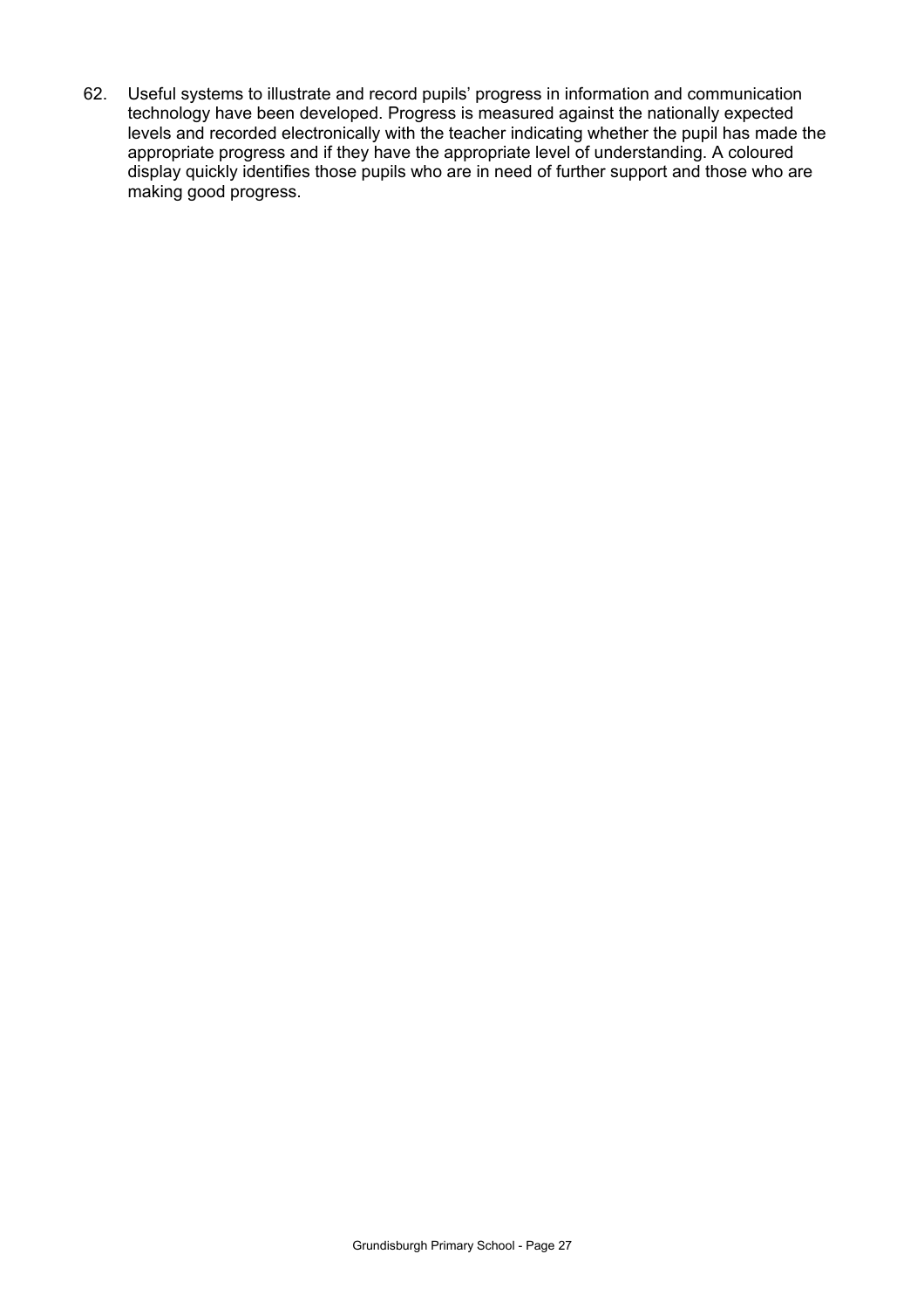62. Useful systems to illustrate and record pupils' progress in information and communication technology have been developed. Progress is measured against the nationally expected levels and recorded electronically with the teacher indicating whether the pupil has made the appropriate progress and if they have the appropriate level of understanding. A coloured display quickly identifies those pupils who are in need of further support and those who are making good progress.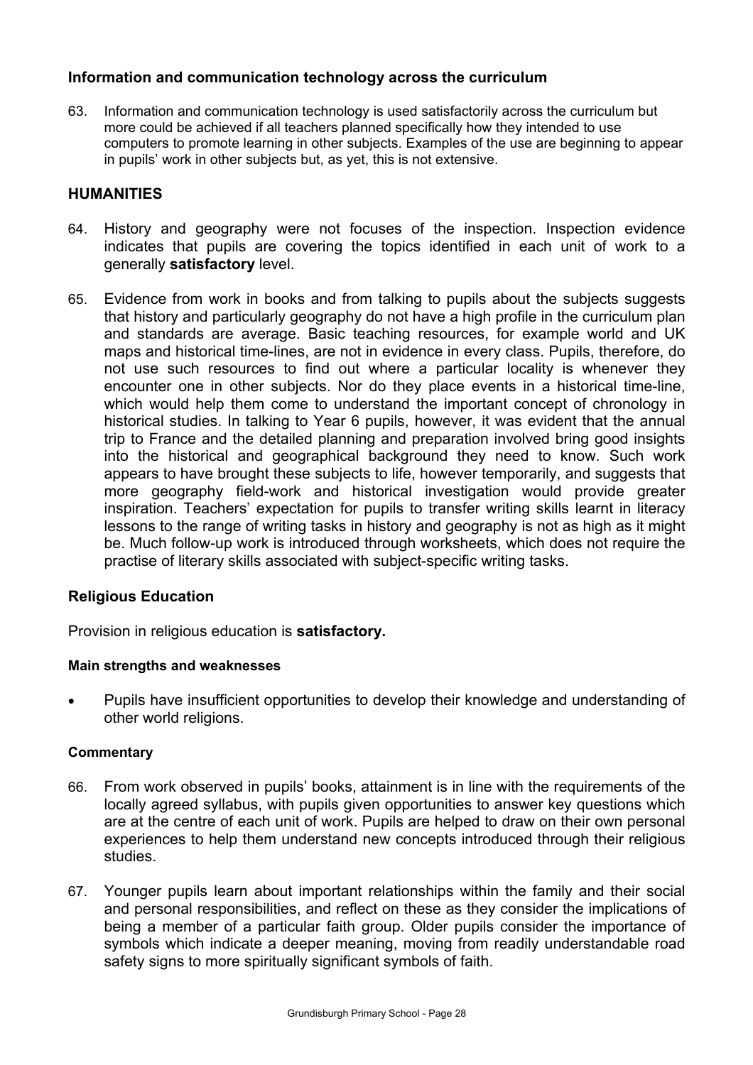### Information and communication technology across the curriculum

63. Information and communication technology is used satisfactorily across the curriculum but more could be achieved if all teachers planned specifically how they intended to use computers to promote learning in other subjects. Examples of the use are beginning to appear in pupils' work in other subjects but, as yet, this is not extensive.

## HUMANITIES

64. History and geography were not focuses of the inspection. Inspection evidence indicates that pupils are covering the topics identified in each unit of work to a generally **satisfactory** level.

65. Evidence from work in books and from talking to pupils about the subjects suggests that history and particularly geography do not have a high profile in the curriculum plan and standards are average. Basic teaching resources, for example world and UK maps and historical time-lines, are not in evidence in every class. Pupils, therefore, do not use such resources to find out where a particular locality is whenever they encounter one in other subjects. Nor do they place events in a historical time-line, which would help them come to understand the important concept of chronology in historical studies. In talking to Year 6 pupils, however, it was evident that the annual trip to France and the detailed planning and preparation involved bring good insights into the historical and geographical background they need to know. Such work appears to have brought these subjects to life, however temporarily, and suggests that more geography field-work and historical investigation would provide greater inspiration. Teachers' expectation for pupils to transfer writing skills learnt in literacy lessons to the range of writing tasks in history and geography is not as high as it might be. Much follow-up work is introduced through worksheets, which does not require the practise of literary skills associated with subject-specific writing tasks.

### Religious Education

Provision in religious education is **satisfactory.**

#### Main strengths and weaknesses

- Pupils have insufficient opportunities to develop their knowledge and understanding of other world religions.

#### Commentary

66. From work observed in pupils' books, attainment is in line with the requirements of the locally agreed syllabus, with pupils given opportunities to answer key questions which are at the centre of each unit of work. Pupils are helped to draw on their own personal experiences to help them understand new concepts introduced through their religious studies.

67. Younger pupils learn about important relationships within the family and their social and personal responsibilities, and reflect on these as they consider the implications of being a member of a particular faith group. Older pupils consider the importance of symbols which indicate a deeper meaning, moving from readily understandable road safety signs to more spiritually significant symbols of faith.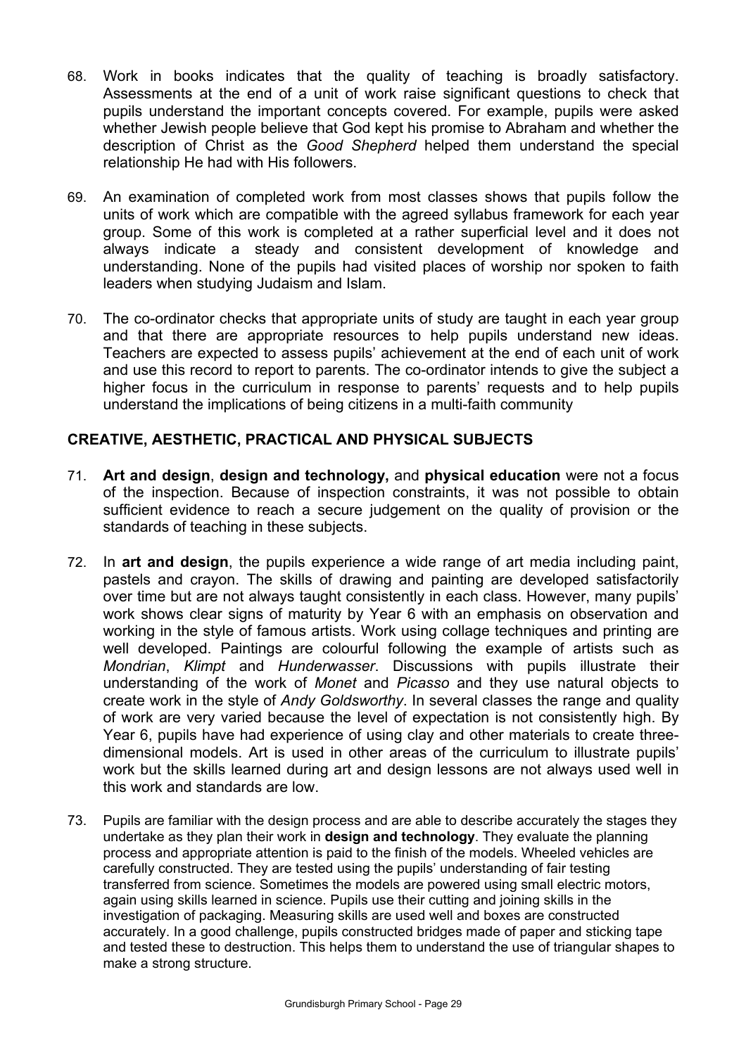68. Work in books indicates that the quality of teaching is broadly satisfactory. Assessments at the end of a unit of work raise significant questions to check that pupils understand the important concepts covered. For example, pupils were asked whether Jewish people believe that God kept his promise to Abraham and whether the description of Christ as the *Good Shepherd* helped them understand the special relationship He had with His followers.

69. An examination of completed work from most classes shows that pupils follow the units of work which are compatible with the agreed syllabus framework for each year group. Some of this work is completed at a rather superficial level and it does not always indicate a steady and consistent development of knowledge and understanding. None of the pupils had visited places of worship nor spoken to faith leaders when studying Judaism and Islam.

70. The co-ordinator checks that appropriate units of study are taught in each year group and that there are appropriate resources to help pupils understand new ideas. Teachers are expected to assess pupils' achievement at the end of each unit of work and use this record to report to parents. The co-ordinator intends to give the subject a higher focus in the curriculum in response to parents' requests and to help pupils understand the implications of being citizens in a multi-faith community

## CREATIVE, AESTHETIC, PRACTICAL AND PHYSICAL SUBJECTS

71. **Art and design**, **design and technology,** and **physical education** were not a focus of the inspection. Because of inspection constraints, it was not possible to obtain sufficient evidence to reach a secure judgement on the quality of provision or the standards of teaching in these subjects.

72. In **art and design**, the pupils experience a wide range of art media including paint, pastels and crayon. The skills of drawing and painting are developed satisfactorily over time but are not always taught consistently in each class. However, many pupils' work shows clear signs of maturity by Year 6 with an emphasis on observation and working in the style of famous artists. Work using collage techniques and printing are well developed. Paintings are colourful following the example of artists such as *Mondrian*, *Klimpt* and *Hunderwasser*. Discussions with pupils illustrate their understanding of the work of *Monet* and *Picasso* and they use natural objects to create work in the style of *Andy Goldsworthy*. In several classes the range and quality of work are very varied because the level of expectation is not consistently high. By Year 6, pupils have had experience of using clay and other materials to create three-dimensional models. Art is used in other areas of the curriculum to illustrate pupils' work but the skills learned during art and design lessons are not always used well in this work and standards are low.

73. Pupils are familiar with the design process and are able to describe accurately the stages they undertake as they plan their work in **design and technology**. They evaluate the planning process and appropriate attention is paid to the finish of the models. Wheeled vehicles are carefully constructed. They are tested using the pupils' understanding of fair testing transferred from science. Sometimes the models are powered using small electric motors, again using skills learned in science. Pupils use their cutting and joining skills in the investigation of packaging. Measuring skills are used well and boxes are constructed accurately. In a good challenge, pupils constructed bridges made of paper and sticking tape and tested these to destruction. This helps them to understand the use of triangular shapes to make a strong structure.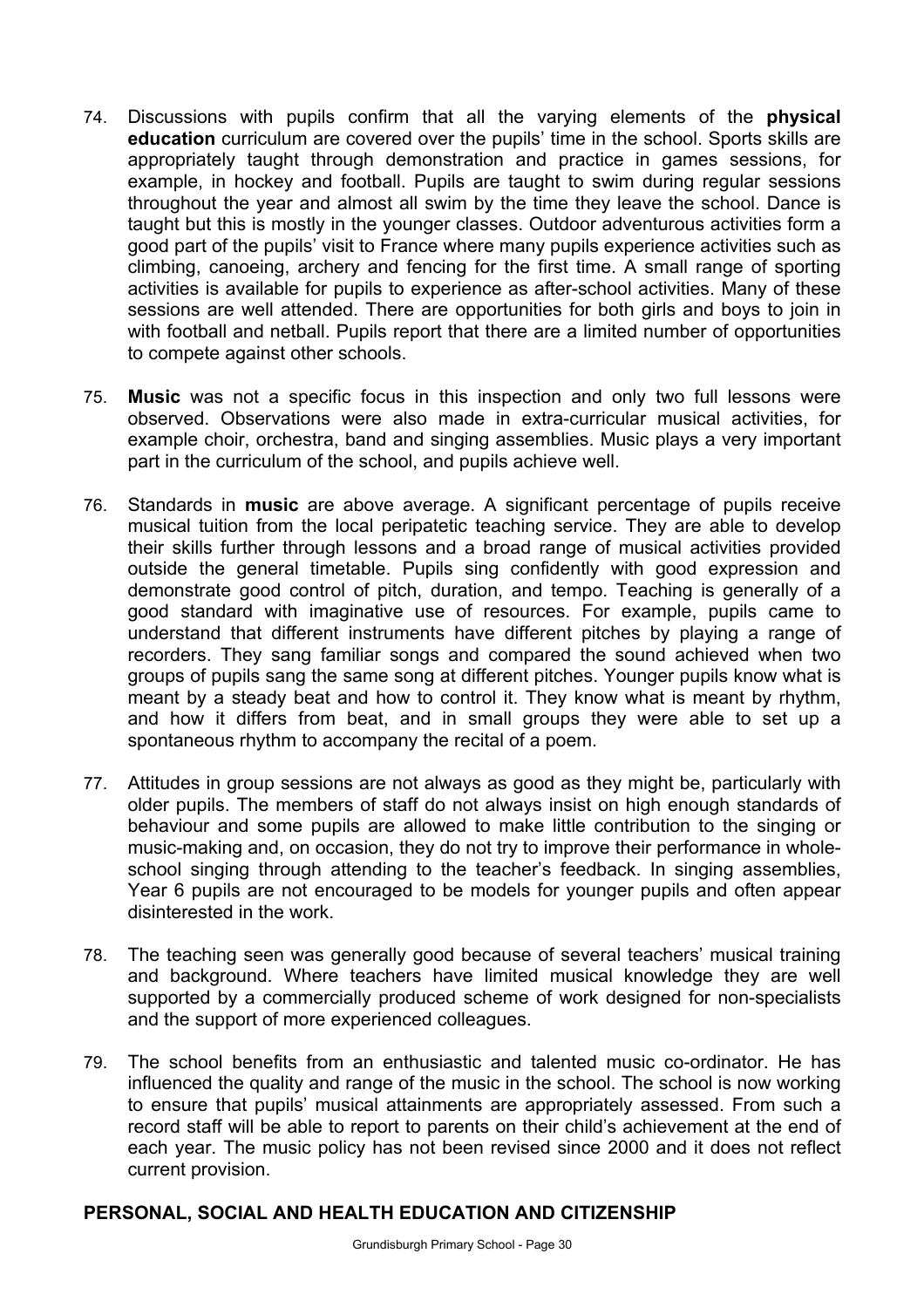74. Discussions with pupils confirm that all the varying elements of the **physical education** curriculum are covered over the pupils' time in the school. Sports skills are appropriately taught through demonstration and practice in games sessions, for example, in hockey and football. Pupils are taught to swim during regular sessions throughout the year and almost all swim by the time they leave the school. Dance is taught but this is mostly in the younger classes. Outdoor adventurous activities form a good part of the pupils' visit to France where many pupils experience activities such as climbing, canoeing, archery and fencing for the first time. A small range of sporting activities is available for pupils to experience as after-school activities. Many of these sessions are well attended. There are opportunities for both girls and boys to join in with football and netball. Pupils report that there are a limited number of opportunities to compete against other schools.

75. **Music** was not a specific focus in this inspection and only two full lessons were observed. Observations were also made in extra-curricular musical activities, for example choir, orchestra, band and singing assemblies. Music plays a very important part in the curriculum of the school, and pupils achieve well.

76. Standards in **music** are above average. A significant percentage of pupils receive musical tuition from the local peripatetic teaching service. They are able to develop their skills further through lessons and a broad range of musical activities provided outside the general timetable. Pupils sing confidently with good expression and demonstrate good control of pitch, duration, and tempo. Teaching is generally of a good standard with imaginative use of resources. For example, pupils came to understand that different instruments have different pitches by playing a range of recorders. They sang familiar songs and compared the sound achieved when two groups of pupils sang the same song at different pitches. Younger pupils know what is meant by a steady beat and how to control it. They know what is meant by rhythm, and how it differs from beat, and in small groups they were able to set up a spontaneous rhythm to accompany the recital of a poem.

77. Attitudes in group sessions are not always as good as they might be, particularly with older pupils. The members of staff do not always insist on high enough standards of behaviour and some pupils are allowed to make little contribution to the singing or music-making and, on occasion, they do not try to improve their performance in whole-school singing through attending to the teacher's feedback. In singing assemblies, Year 6 pupils are not encouraged to be models for younger pupils and often appear disinterested in the work.

78. The teaching seen was generally good because of several teachers' musical training and background. Where teachers have limited musical knowledge they are well supported by a commercially produced scheme of work designed for non-specialists and the support of more experienced colleagues.

79. The school benefits from an enthusiastic and talented music co-ordinator. He has influenced the quality and range of the music in the school. The school is now working to ensure that pupils' musical attainments are appropriately assessed. From such a record staff will be able to report to parents on their child's achievement at the end of each year. The music policy has not been revised since 2000 and it does not reflect current provision.

## PERSONAL, SOCIAL AND HEALTH EDUCATION AND CITIZENSHIP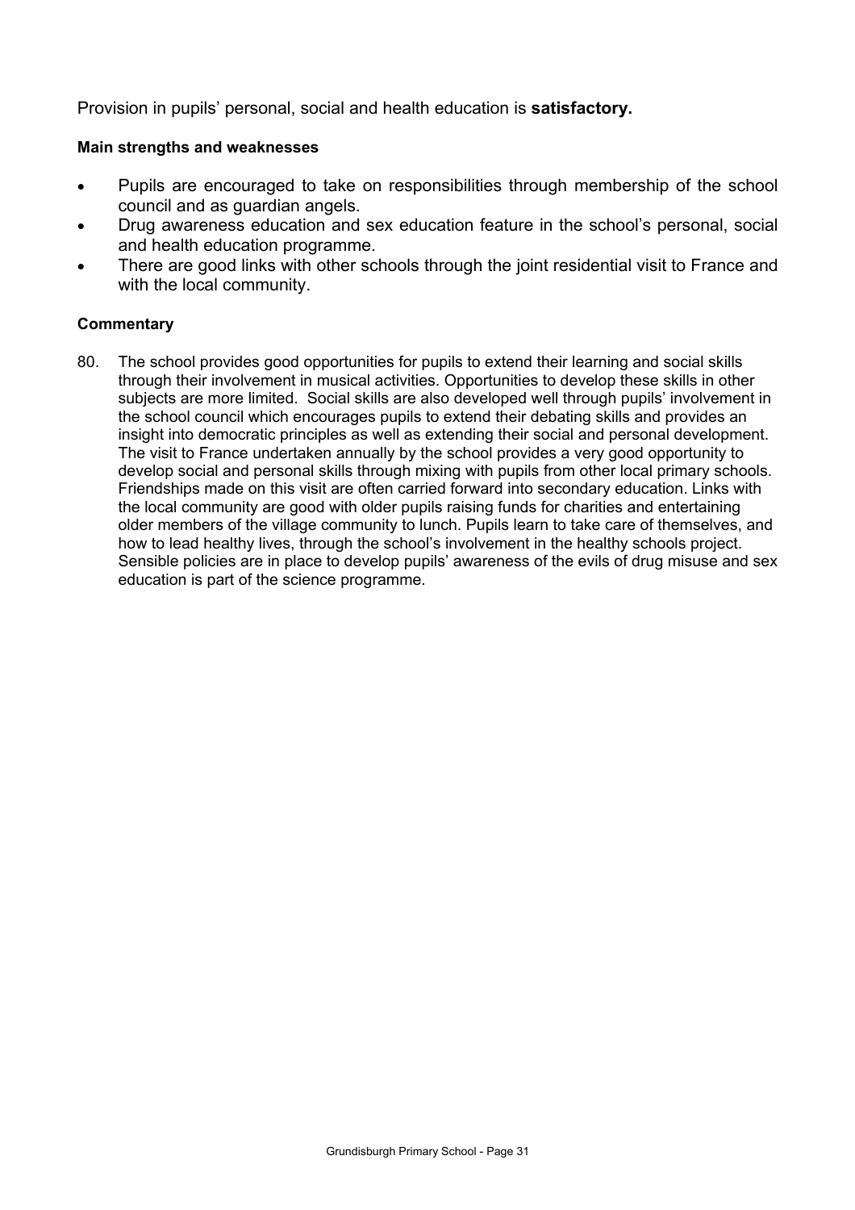Provision in pupils' personal, social and health education is **satisfactory.**

**Main strengths and weaknesses**

- Pupils are encouraged to take on responsibilities through membership of the school council and as guardian angels.
- Drug awareness education and sex education feature in the school's personal, social and health education programme.
- There are good links with other schools through the joint residential visit to France and with the local community.

**Commentary**

80. The school provides good opportunities for pupils to extend their learning and social skills through their involvement in musical activities. Opportunities to develop these skills in other subjects are more limited. Social skills are also developed well through pupils' involvement in the school council which encourages pupils to extend their debating skills and provides an insight into democratic principles as well as extending their social and personal development. The visit to France undertaken annually by the school provides a very good opportunity to develop social and personal skills through mixing with pupils from other local primary schools. Friendships made on this visit are often carried forward into secondary education. Links with the local community are good with older pupils raising funds for charities and entertaining older members of the village community to lunch. Pupils learn to take care of themselves, and how to lead healthy lives, through the school's involvement in the healthy schools project. Sensible policies are in place to develop pupils' awareness of the evils of drug misuse and sex education is part of the science programme.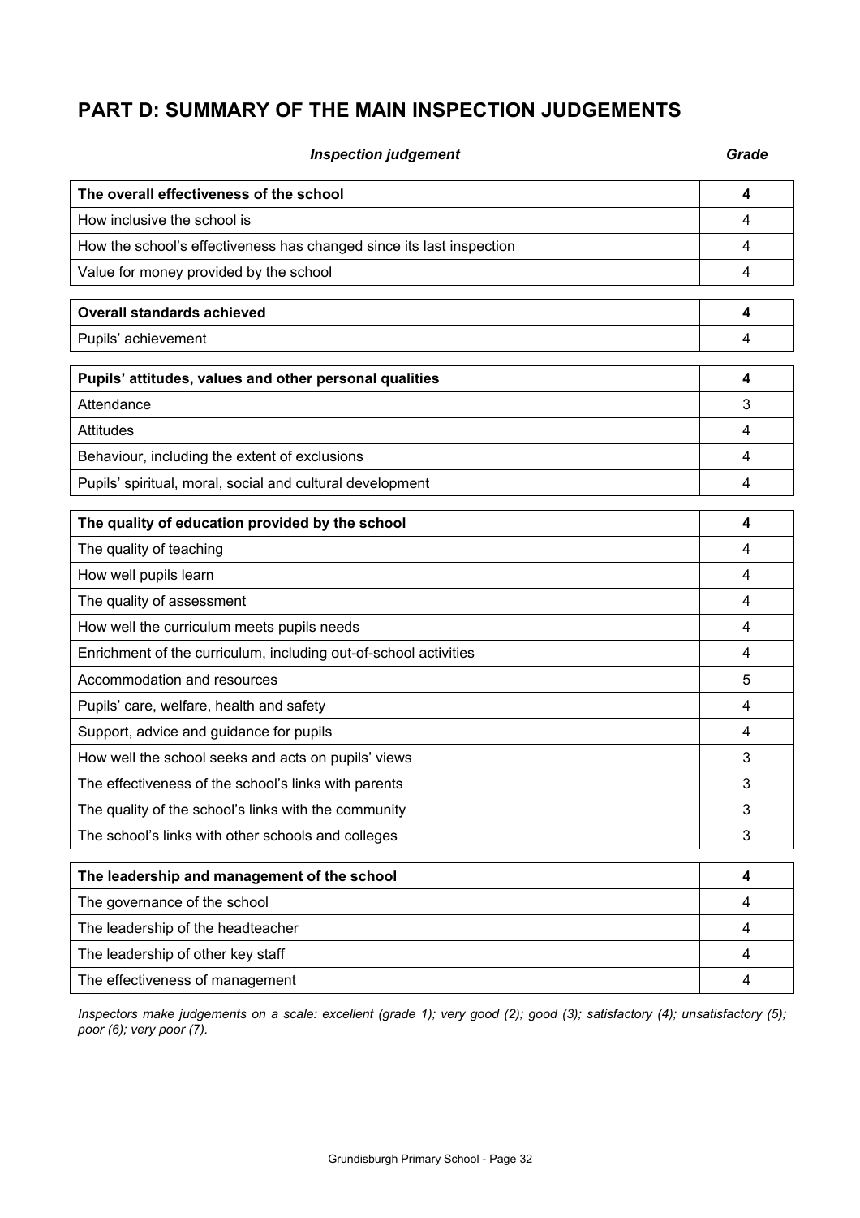# PART D: SUMMARY OF THE MAIN INSPECTION JUDGEMENTS

| *Inspection judgement* | *Grade* |
|---|---|
| **The overall effectiveness of the school** | **4** |
| How inclusive the school is | 4 |
| How the school's effectiveness has changed since its last inspection | 4 |
| Value for money provided by the school | 4 |
| **Overall standards achieved** | **4** |
| Pupils' achievement | 4 |
| **Pupils' attitudes, values and other personal qualities** | **4** |
| Attendance | 3 |
| Attitudes | 4 |
| Behaviour, including the extent of exclusions | 4 |
| Pupils' spiritual, moral, social and cultural development | 4 |
| **The quality of education provided by the school** | **4** |
| The quality of teaching | 4 |
| How well pupils learn | 4 |
| The quality of assessment | 4 |
| How well the curriculum meets pupils needs | 4 |
| Enrichment of the curriculum, including out-of-school activities | 4 |
| Accommodation and resources | 5 |
| Pupils' care, welfare, health and safety | 4 |
| Support, advice and guidance for pupils | 4 |
| How well the school seeks and acts on pupils' views | 3 |
| The effectiveness of the school's links with parents | 3 |
| The quality of the school's links with the community | 3 |
| The school's links with other schools and colleges | 3 |
| **The leadership and management of the school** | **4** |
| The governance of the school | 4 |
| The leadership of the headteacher | 4 |
| The leadership of other key staff | 4 |
| The effectiveness of management | 4 |

*Inspectors make judgements on a scale: excellent (grade 1); very good (2); good (3); satisfactory (4); unsatisfactory (5); poor (6); very poor (7).*